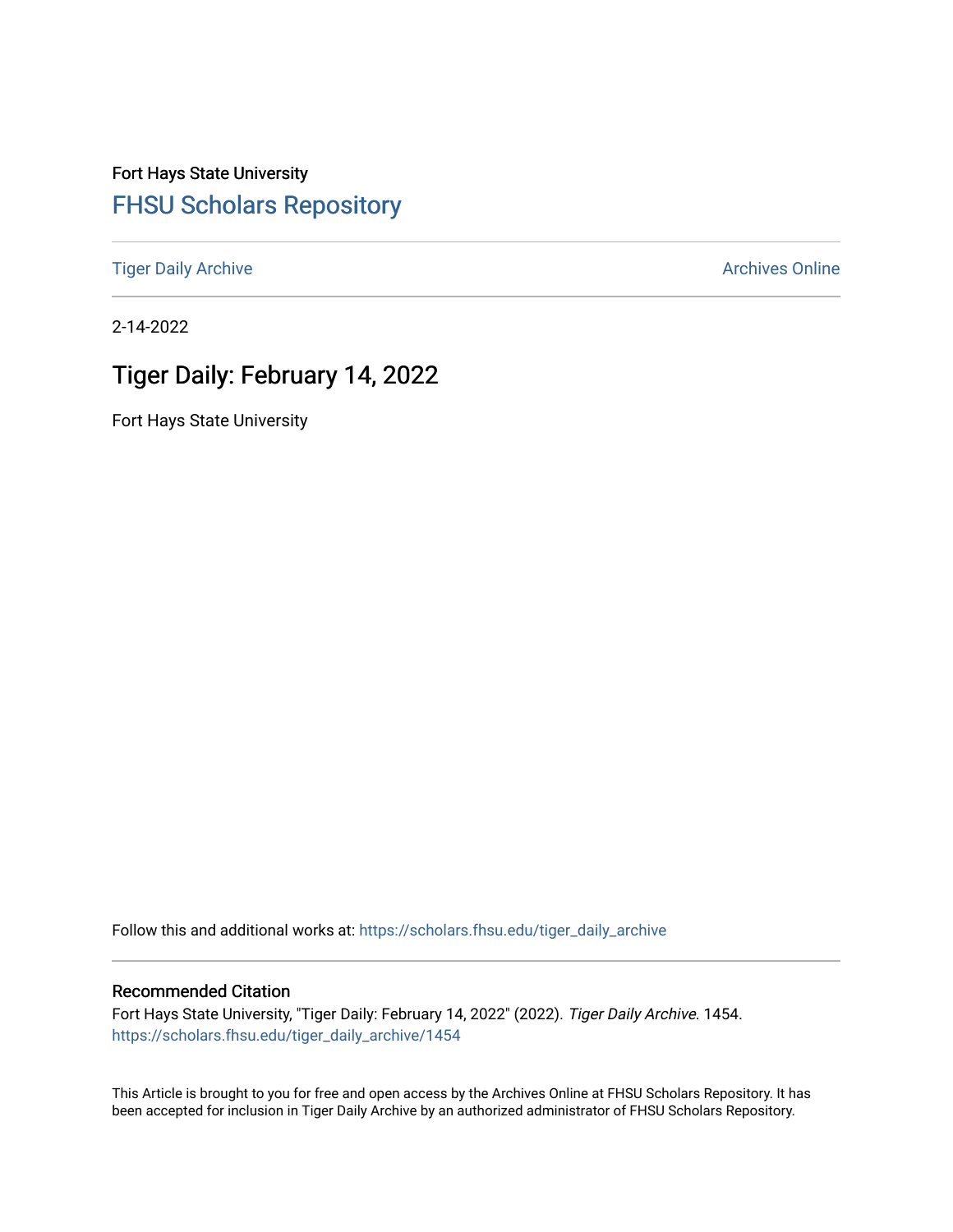Fort Hays State University

# FHSU Scholars Repository

Tiger Daily Archive

Archives Online

2-14-2022

## Tiger Daily: February 14, 2022

Fort Hays State University

Follow this and additional works at: https://scholars.fhsu.edu/tiger_daily_archive

### Recommended Citation

Fort Hays State University, "Tiger Daily: February 14, 2022" (2022). *Tiger Daily Archive*. 1454.
https://scholars.fhsu.edu/tiger_daily_archive/1454

This Article is brought to you for free and open access by the Archives Online at FHSU Scholars Repository. It has been accepted for inclusion in Tiger Daily Archive by an authorized administrator of FHSU Scholars Repository.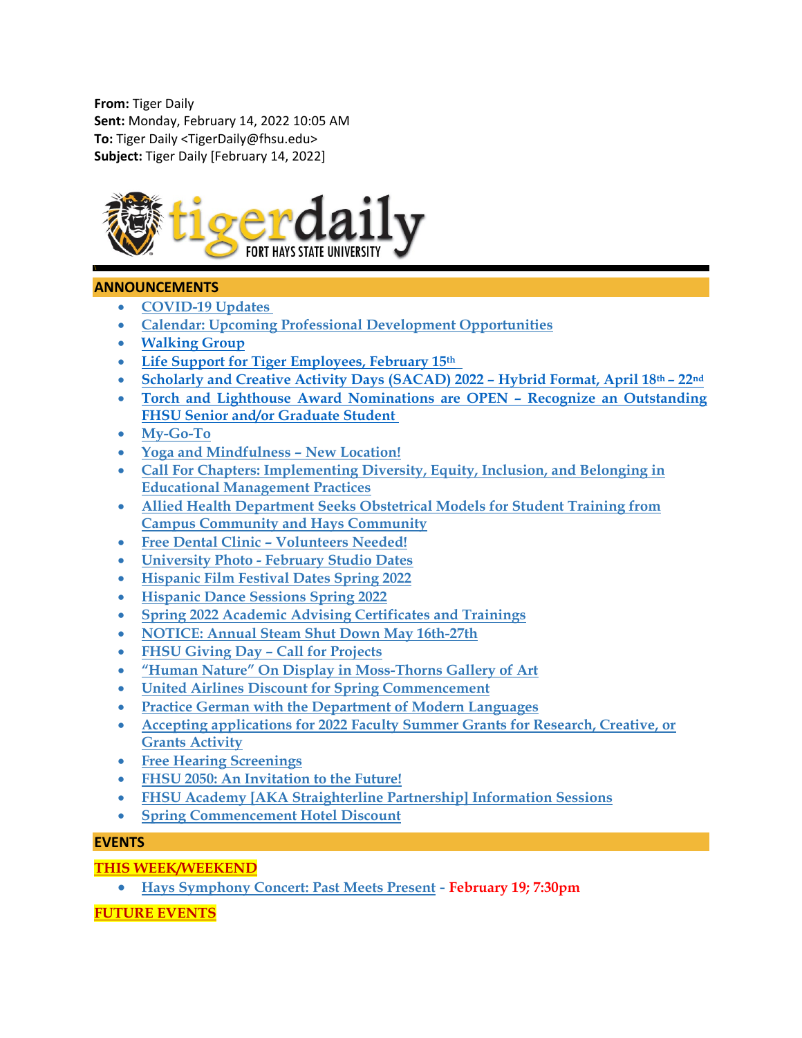**From:** Tiger Daily
**Sent:** Monday, February 14, 2022 10:05 AM
**To:** Tiger Daily <TigerDaily@fhsu.edu>
**Subject:** Tiger Daily [February 14, 2022]

tigerdaily FORT HAYS STATE UNIVERSITY

## ANNOUNCEMENTS

- COVID-19 Updates
- Calendar: Upcoming Professional Development Opportunities
- Walking Group
- Life Support for Tiger Employees, February 15th
- Scholarly and Creative Activity Days (SACAD) 2022 – Hybrid Format, April 18th – 22nd
- Torch and Lighthouse Award Nominations are OPEN – Recognize an Outstanding FHSU Senior and/or Graduate Student
- My-Go-To
- Yoga and Mindfulness – New Location!
- Call For Chapters: Implementing Diversity, Equity, Inclusion, and Belonging in Educational Management Practices
- Allied Health Department Seeks Obstetrical Models for Student Training from Campus Community and Hays Community
- Free Dental Clinic – Volunteers Needed!
- University Photo - February Studio Dates
- Hispanic Film Festival Dates Spring 2022
- Hispanic Dance Sessions Spring 2022
- Spring 2022 Academic Advising Certificates and Trainings
- NOTICE: Annual Steam Shut Down May 16th-27th
- FHSU Giving Day – Call for Projects
- "Human Nature" On Display in Moss-Thorns Gallery of Art
- United Airlines Discount for Spring Commencement
- Practice German with the Department of Modern Languages
- Accepting applications for 2022 Faculty Summer Grants for Research, Creative, or Grants Activity
- Free Hearing Screenings
- FHSU 2050: An Invitation to the Future!
- FHSU Academy [AKA Straighterline Partnership] Information Sessions
- Spring Commencement Hotel Discount

## EVENTS

### THIS WEEK/WEEKEND

- Hays Symphony Concert: Past Meets Present - **February 19; 7:30pm**

### FUTURE EVENTS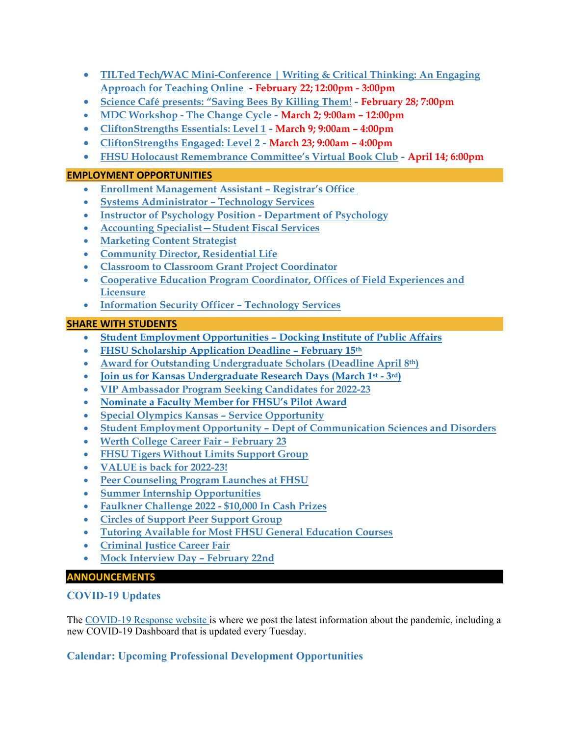- TILTed Tech/WAC Mini-Conference | Writing & Critical Thinking: An Engaging Approach for Teaching Online - **February 22; 12:00pm - 3:00pm**
- Science Café presents: "Saving Bees By Killing Them! - **February 28; 7:00pm**
- MDC Workshop - The Change Cycle - **March 2; 9:00am – 12:00pm**
- CliftonStrengths Essentials: Level 1 - **March 9; 9:00am – 4:00pm**
- CliftonStrengths Engaged: Level 2 - **March 23; 9:00am – 4:00pm**
- FHSU Holocaust Remembrance Committee's Virtual Book Club - **April 14; 6:00pm**

## EMPLOYMENT OPPORTUNITIES

- Enrollment Management Assistant – Registrar's Office
- Systems Administrator – Technology Services
- Instructor of Psychology Position - Department of Psychology
- Accounting Specialist—Student Fiscal Services
- Marketing Content Strategist
- Community Director, Residential Life
- Classroom to Classroom Grant Project Coordinator
- Cooperative Education Program Coordinator, Offices of Field Experiences and Licensure
- Information Security Officer – Technology Services

## SHARE WITH STUDENTS

- Student Employment Opportunities – Docking Institute of Public Affairs
- FHSU Scholarship Application Deadline – February 15th
- Award for Outstanding Undergraduate Scholars (Deadline April 8th)
- Join us for Kansas Undergraduate Research Days (March 1st - 3rd)
- VIP Ambassador Program Seeking Candidates for 2022-23
- Nominate a Faculty Member for FHSU's Pilot Award
- Special Olympics Kansas – Service Opportunity
- Student Employment Opportunity – Dept of Communication Sciences and Disorders
- Werth College Career Fair – February 23
- FHSU Tigers Without Limits Support Group
- VALUE is back for 2022-23!
- Peer Counseling Program Launches at FHSU
- Summer Internship Opportunities
- Faulkner Challenge 2022 - $10,000 In Cash Prizes
- Circles of Support Peer Support Group
- Tutoring Available for Most FHSU General Education Courses
- Criminal Justice Career Fair
- Mock Interview Day – February 22nd

## ANNOUNCEMENTS

### COVID-19 Updates

The COVID-19 Response website is where we post the latest information about the pandemic, including a new COVID-19 Dashboard that is updated every Tuesday.

### Calendar: Upcoming Professional Development Opportunities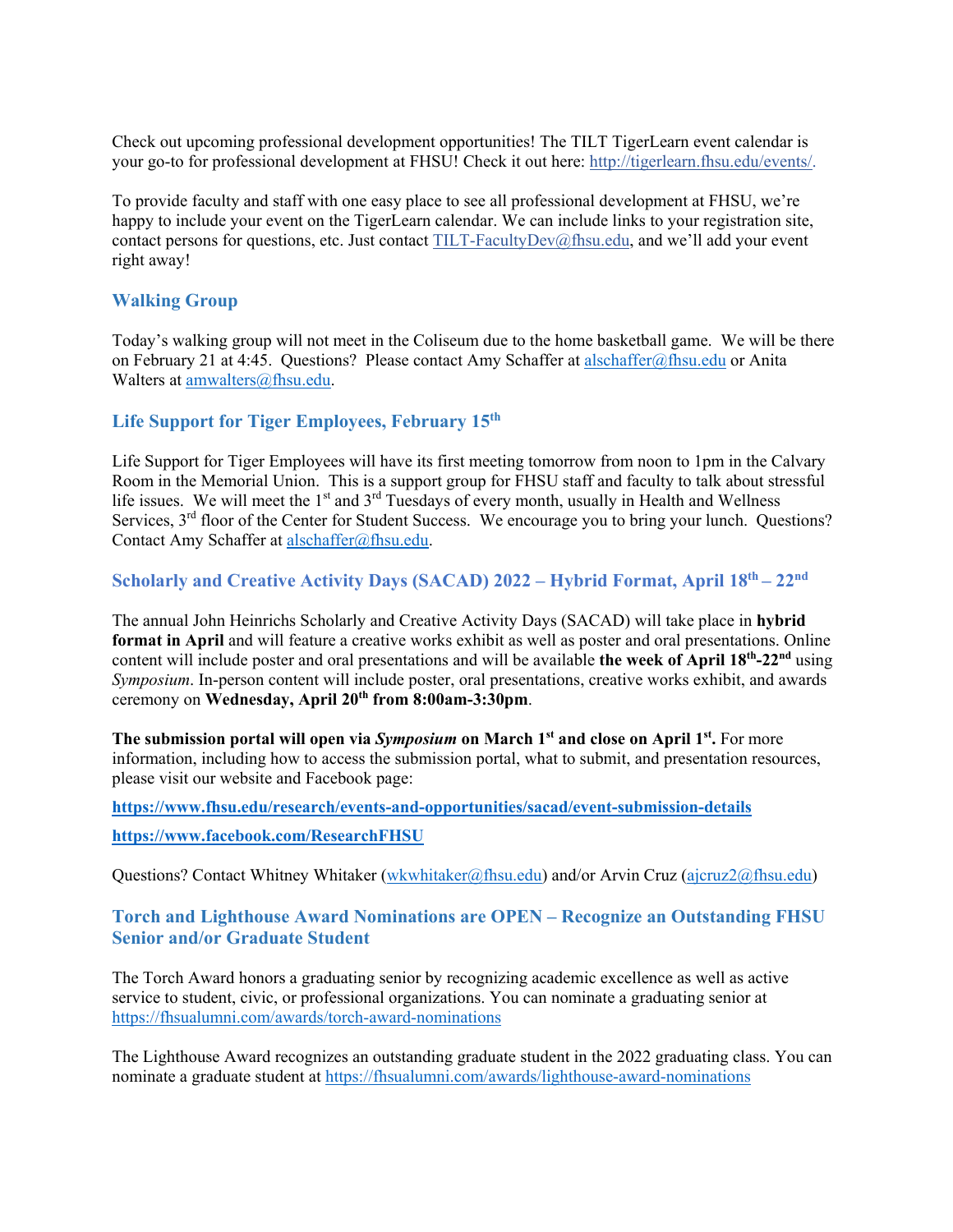Check out upcoming professional development opportunities! The TILT TigerLearn event calendar is your go-to for professional development at FHSU! Check it out here: http://tigerlearn.fhsu.edu/events/.

To provide faculty and staff with one easy place to see all professional development at FHSU, we're happy to include your event on the TigerLearn calendar. We can include links to your registration site, contact persons for questions, etc. Just contact TILT-FacultyDev@fhsu.edu, and we'll add your event right away!

### Walking Group

Today's walking group will not meet in the Coliseum due to the home basketball game. We will be there on February 21 at 4:45. Questions? Please contact Amy Schaffer at alschaffer@fhsu.edu or Anita Walters at amwalters@fhsu.edu.

### Life Support for Tiger Employees, February 15th

Life Support for Tiger Employees will have its first meeting tomorrow from noon to 1pm in the Calvary Room in the Memorial Union. This is a support group for FHSU staff and faculty to talk about stressful life issues. We will meet the 1st and 3rd Tuesdays of every month, usually in Health and Wellness Services, 3rd floor of the Center for Student Success. We encourage you to bring your lunch. Questions? Contact Amy Schaffer at alschaffer@fhsu.edu.

### Scholarly and Creative Activity Days (SACAD) 2022 – Hybrid Format, April 18th – 22nd

The annual John Heinrichs Scholarly and Creative Activity Days (SACAD) will take place in **hybrid format in April** and will feature a creative works exhibit as well as poster and oral presentations. Online content will include poster and oral presentations and will be available **the week of April 18th-22nd** using *Symposium*. In-person content will include poster, oral presentations, creative works exhibit, and awards ceremony on **Wednesday, April 20th from 8:00am-3:30pm**.

**The submission portal will open via *Symposium* on March 1st and close on April 1st.** For more information, including how to access the submission portal, what to submit, and presentation resources, please visit our website and Facebook page:

**https://www.fhsu.edu/research/events-and-opportunities/sacad/event-submission-details**

**https://www.facebook.com/ResearchFHSU**

Questions? Contact Whitney Whitaker (wkwhitaker@fhsu.edu) and/or Arvin Cruz (ajcruz2@fhsu.edu)

### Torch and Lighthouse Award Nominations are OPEN – Recognize an Outstanding FHSU Senior and/or Graduate Student

The Torch Award honors a graduating senior by recognizing academic excellence as well as active service to student, civic, or professional organizations. You can nominate a graduating senior at https://fhsualumni.com/awards/torch-award-nominations

The Lighthouse Award recognizes an outstanding graduate student in the 2022 graduating class. You can nominate a graduate student at https://fhsualumni.com/awards/lighthouse-award-nominations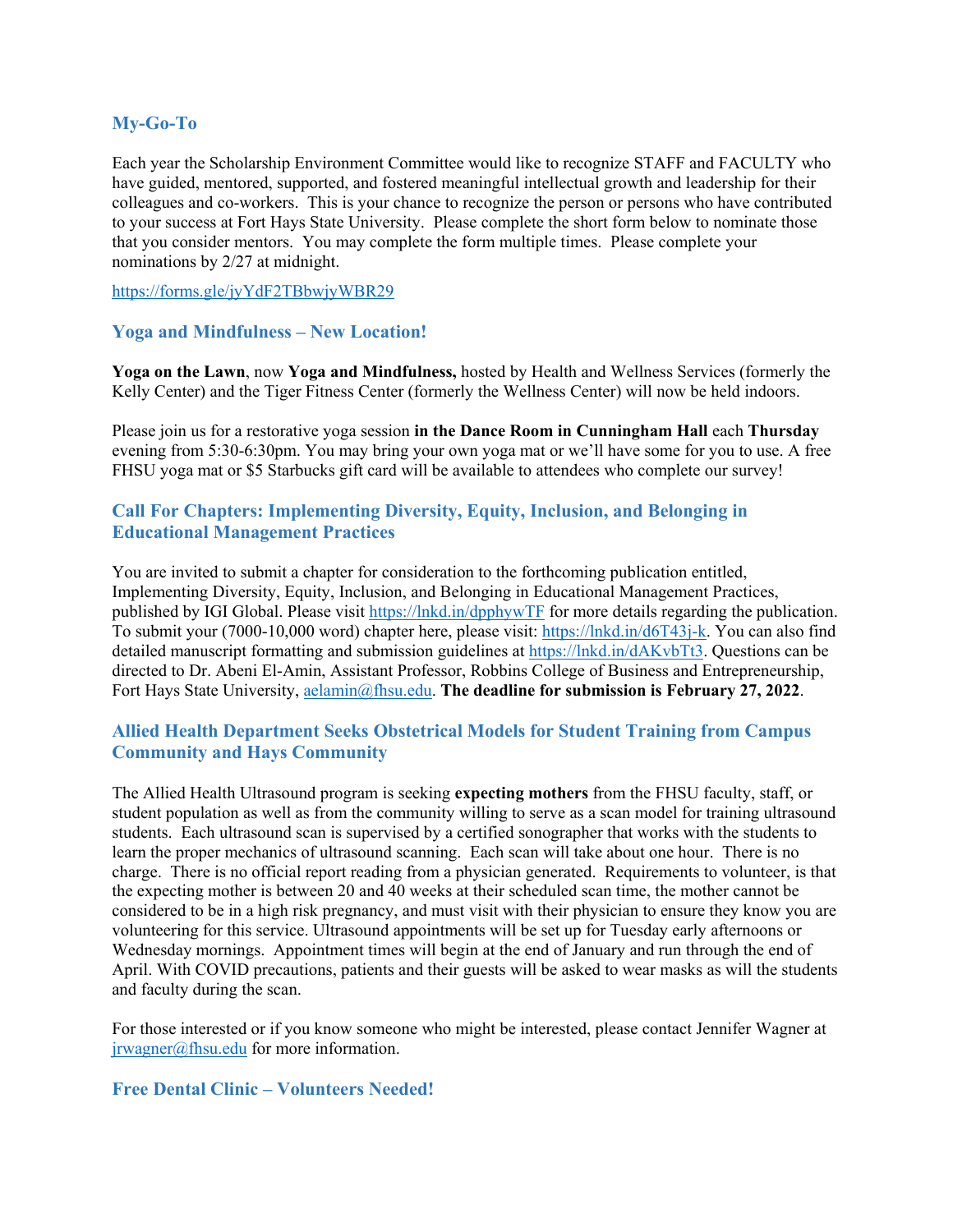## My-Go-To

Each year the Scholarship Environment Committee would like to recognize STAFF and FACULTY who have guided, mentored, supported, and fostered meaningful intellectual growth and leadership for their colleagues and co-workers. This is your chance to recognize the person or persons who have contributed to your success at Fort Hays State University. Please complete the short form below to nominate those that you consider mentors. You may complete the form multiple times. Please complete your nominations by 2/27 at midnight.

https://forms.gle/jyYdF2TBbwjyWBR29

## Yoga and Mindfulness – New Location!

**Yoga on the Lawn**, now **Yoga and Mindfulness,** hosted by Health and Wellness Services (formerly the Kelly Center) and the Tiger Fitness Center (formerly the Wellness Center) will now be held indoors.

Please join us for a restorative yoga session **in the Dance Room in Cunningham Hall** each **Thursday** evening from 5:30-6:30pm. You may bring your own yoga mat or we'll have some for you to use. A free FHSU yoga mat or $5 Starbucks gift card will be available to attendees who complete our survey!

## Call For Chapters: Implementing Diversity, Equity, Inclusion, and Belonging in Educational Management Practices

You are invited to submit a chapter for consideration to the forthcoming publication entitled, Implementing Diversity, Equity, Inclusion, and Belonging in Educational Management Practices, published by IGI Global. Please visit https://lnkd.in/dpphywTF for more details regarding the publication. To submit your (7000-10,000 word) chapter here, please visit: https://lnkd.in/d6T43j-k. You can also find detailed manuscript formatting and submission guidelines at https://lnkd.in/dAKvbTt3. Questions can be directed to Dr. Abeni El-Amin, Assistant Professor, Robbins College of Business and Entrepreneurship, Fort Hays State University, aelamin@fhsu.edu. **The deadline for submission is February 27, 2022**.

## Allied Health Department Seeks Obstetrical Models for Student Training from Campus Community and Hays Community

The Allied Health Ultrasound program is seeking **expecting mothers** from the FHSU faculty, staff, or student population as well as from the community willing to serve as a scan model for training ultrasound students. Each ultrasound scan is supervised by a certified sonographer that works with the students to learn the proper mechanics of ultrasound scanning. Each scan will take about one hour. There is no charge. There is no official report reading from a physician generated. Requirements to volunteer, is that the expecting mother is between 20 and 40 weeks at their scheduled scan time, the mother cannot be considered to be in a high risk pregnancy, and must visit with their physician to ensure they know you are volunteering for this service. Ultrasound appointments will be set up for Tuesday early afternoons or Wednesday mornings. Appointment times will begin at the end of January and run through the end of April. With COVID precautions, patients and their guests will be asked to wear masks as will the students and faculty during the scan.

For those interested or if you know someone who might be interested, please contact Jennifer Wagner at jrwagner@fhsu.edu for more information.

## Free Dental Clinic – Volunteers Needed!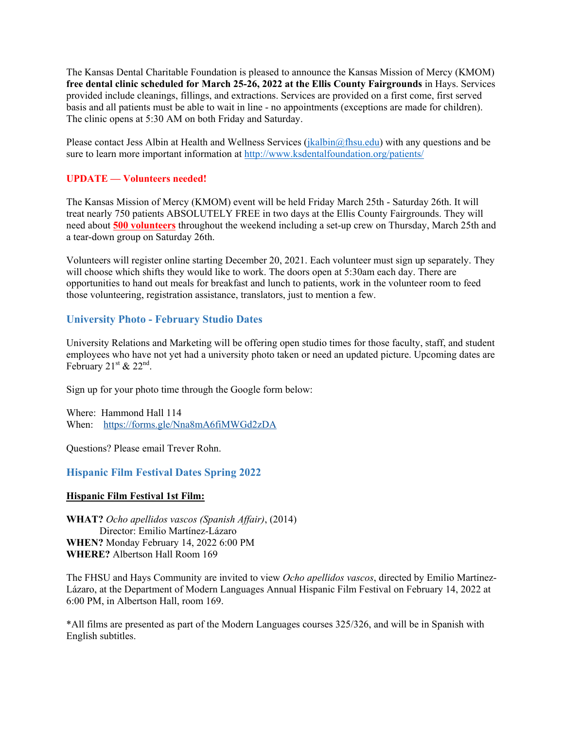The Kansas Dental Charitable Foundation is pleased to announce the Kansas Mission of Mercy (KMOM) **free dental clinic scheduled for March 25-26, 2022 at the Ellis County Fairgrounds** in Hays. Services provided include cleanings, fillings, and extractions. Services are provided on a first come, first served basis and all patients must be able to wait in line - no appointments (exceptions are made for children). The clinic opens at 5:30 AM on both Friday and Saturday.

Please contact Jess Albin at Health and Wellness Services (jkalbin@fhsu.edu) with any questions and be sure to learn more important information at http://www.ksdentalfoundation.org/patients/

**UPDATE — Volunteers needed!**

The Kansas Mission of Mercy (KMOM) event will be held Friday March 25th - Saturday 26th. It will treat nearly 750 patients ABSOLUTELY FREE in two days at the Ellis County Fairgrounds. They will need about **500 volunteers** throughout the weekend including a set-up crew on Thursday, March 25th and a tear-down group on Saturday 26th.

Volunteers will register online starting December 20, 2021. Each volunteer must sign up separately. They will choose which shifts they would like to work. The doors open at 5:30am each day. There are opportunities to hand out meals for breakfast and lunch to patients, work in the volunteer room to feed those volunteering, registration assistance, translators, just to mention a few.

## University Photo - February Studio Dates

University Relations and Marketing will be offering open studio times for those faculty, staff, and student employees who have not yet had a university photo taken or need an updated picture. Upcoming dates are February 21st & 22nd.

Sign up for your photo time through the Google form below:

Where: Hammond Hall 114
When: https://forms.gle/Nna8mA6fiMWGd2zDA

Questions? Please email Trever Rohn.

## Hispanic Film Festival Dates Spring 2022

**Hispanic Film Festival 1st Film:**

**WHAT?** *Ocho apellidos vascos (Spanish Affair)*, (2014)
Director: Emilio Martínez-Lázaro
**WHEN?** Monday February 14, 2022 6:00 PM
**WHERE?** Albertson Hall Room 169

The FHSU and Hays Community are invited to view *Ocho apellidos vascos*, directed by Emilio Martínez-Lázaro, at the Department of Modern Languages Annual Hispanic Film Festival on February 14, 2022 at 6:00 PM, in Albertson Hall, room 169.

*All films are presented as part of the Modern Languages courses 325/326, and will be in Spanish with English subtitles.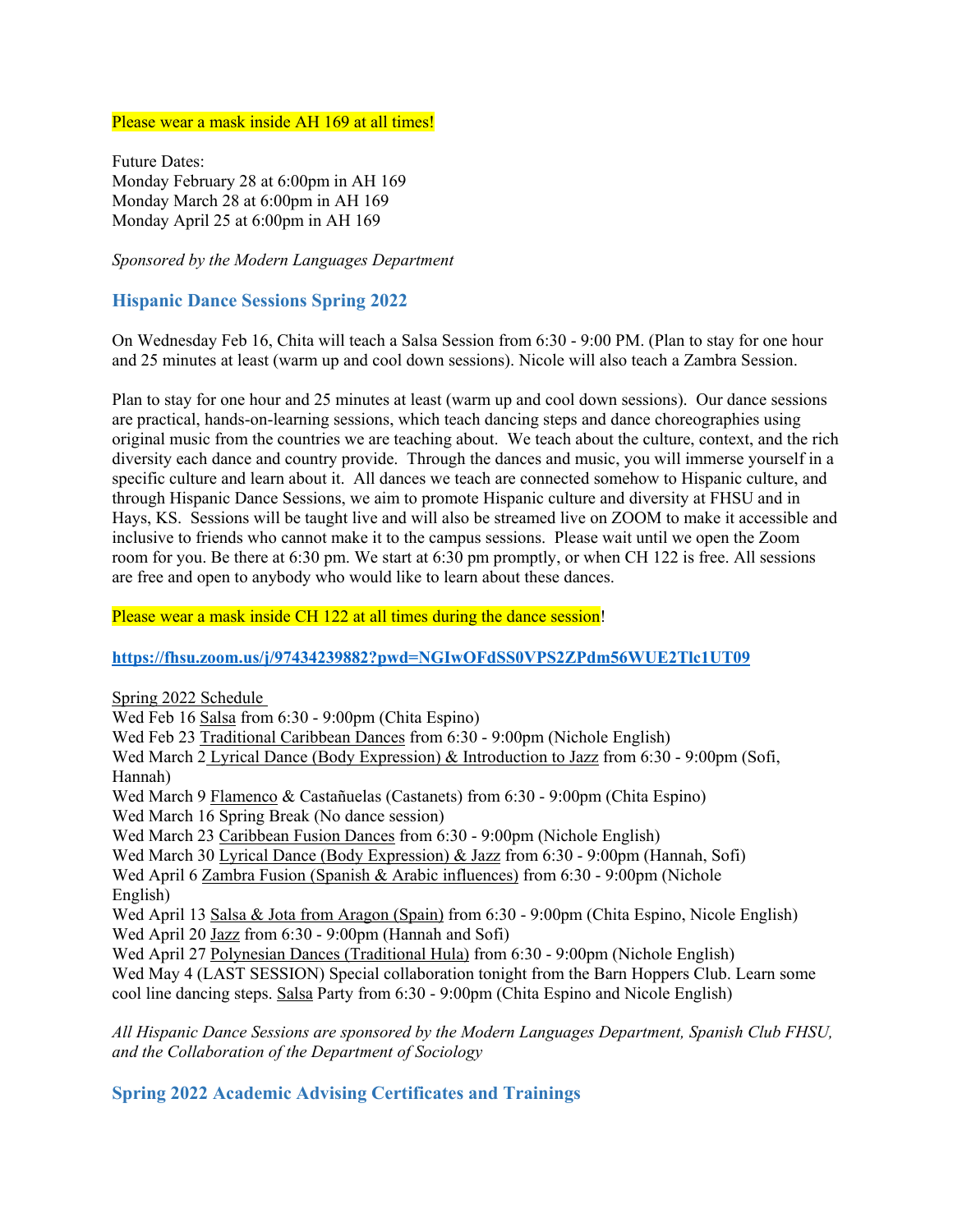Please wear a mask inside AH 169 at all times!

Future Dates:
Monday February 28 at 6:00pm in AH 169
Monday March 28 at 6:00pm in AH 169
Monday April 25 at 6:00pm in AH 169

*Sponsored by the Modern Languages Department*

## Hispanic Dance Sessions Spring 2022

On Wednesday Feb 16, Chita will teach a Salsa Session from 6:30 - 9:00 PM. (Plan to stay for one hour and 25 minutes at least (warm up and cool down sessions). Nicole will also teach a Zambra Session.

Plan to stay for one hour and 25 minutes at least (warm up and cool down sessions). Our dance sessions are practical, hands-on-learning sessions, which teach dancing steps and dance choreographies using original music from the countries we are teaching about. We teach about the culture, context, and the rich diversity each dance and country provide. Through the dances and music, you will immerse yourself in a specific culture and learn about it. All dances we teach are connected somehow to Hispanic culture, and through Hispanic Dance Sessions, we aim to promote Hispanic culture and diversity at FHSU and in Hays, KS. Sessions will be taught live and will also be streamed live on ZOOM to make it accessible and inclusive to friends who cannot make it to the campus sessions. Please wait until we open the Zoom room for you. Be there at 6:30 pm. We start at 6:30 pm promptly, or when CH 122 is free. All sessions are free and open to anybody who would like to learn about these dances.

Please wear a mask inside CH 122 at all times during the dance session!

**https://fhsu.zoom.us/j/97434239882?pwd=NGIwOFdSS0VPS2ZPdm56WUE2Tlc1UT09**

Spring 2022 Schedule
Wed Feb 16 Salsa from 6:30 - 9:00pm (Chita Espino)
Wed Feb 23 Traditional Caribbean Dances from 6:30 - 9:00pm (Nichole English)
Wed March 2 Lyrical Dance (Body Expression) & Introduction to Jazz from 6:30 - 9:00pm (Sofi, Hannah)
Wed March 9 Flamenco & Castañuelas (Castanets) from 6:30 - 9:00pm (Chita Espino)
Wed March 16 Spring Break (No dance session)
Wed March 23 Caribbean Fusion Dances from 6:30 - 9:00pm (Nichole English)
Wed March 30 Lyrical Dance (Body Expression) & Jazz from 6:30 - 9:00pm (Hannah, Sofi)
Wed April 6 Zambra Fusion (Spanish & Arabic influences) from 6:30 - 9:00pm (Nichole English)
Wed April 13 Salsa & Jota from Aragon (Spain) from 6:30 - 9:00pm (Chita Espino, Nicole English)
Wed April 20 Jazz from 6:30 - 9:00pm (Hannah and Sofi)
Wed April 27 Polynesian Dances (Traditional Hula) from 6:30 - 9:00pm (Nichole English)
Wed May 4 (LAST SESSION) Special collaboration tonight from the Barn Hoppers Club. Learn some cool line dancing steps. Salsa Party from 6:30 - 9:00pm (Chita Espino and Nicole English)

*All Hispanic Dance Sessions are sponsored by the Modern Languages Department, Spanish Club FHSU, and the Collaboration of the Department of Sociology*

## Spring 2022 Academic Advising Certificates and Trainings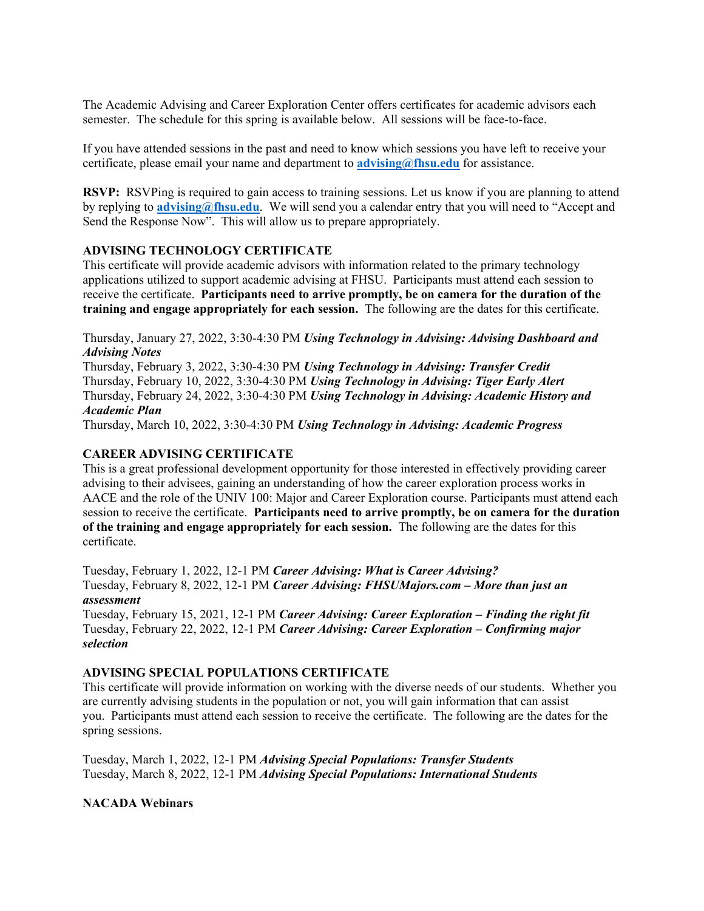The Academic Advising and Career Exploration Center offers certificates for academic advisors each semester. The schedule for this spring is available below. All sessions will be face-to-face.

If you have attended sessions in the past and need to know which sessions you have left to receive your certificate, please email your name and department to **advising@fhsu.edu** for assistance.

**RSVP:** RSVPing is required to gain access to training sessions. Let us know if you are planning to attend by replying to **advising@fhsu.edu**. We will send you a calendar entry that you will need to "Accept and Send the Response Now". This will allow us to prepare appropriately.

**ADVISING TECHNOLOGY CERTIFICATE**

This certificate will provide academic advisors with information related to the primary technology applications utilized to support academic advising at FHSU. Participants must attend each session to receive the certificate. **Participants need to arrive promptly, be on camera for the duration of the training and engage appropriately for each session.** The following are the dates for this certificate.

Thursday, January 27, 2022, 3:30-4:30 PM ***Using Technology in Advising: Advising Dashboard and Advising Notes***
Thursday, February 3, 2022, 3:30-4:30 PM ***Using Technology in Advising: Transfer Credit***
Thursday, February 10, 2022, 3:30-4:30 PM ***Using Technology in Advising: Tiger Early Alert***
Thursday, February 24, 2022, 3:30-4:30 PM ***Using Technology in Advising: Academic History and Academic Plan***
Thursday, March 10, 2022, 3:30-4:30 PM ***Using Technology in Advising: Academic Progress***

**CAREER ADVISING CERTIFICATE**

This is a great professional development opportunity for those interested in effectively providing career advising to their advisees, gaining an understanding of how the career exploration process works in AACE and the role of the UNIV 100: Major and Career Exploration course. Participants must attend each session to receive the certificate. **Participants need to arrive promptly, be on camera for the duration of the training and engage appropriately for each session.** The following are the dates for this certificate.

Tuesday, February 1, 2022, 12-1 PM ***Career Advising: What is Career Advising?***
Tuesday, February 8, 2022, 12-1 PM ***Career Advising: FHSUMajors.com – More than just an assessment***
Tuesday, February 15, 2021, 12-1 PM ***Career Advising: Career Exploration – Finding the right fit***
Tuesday, February 22, 2022, 12-1 PM ***Career Advising: Career Exploration – Confirming major selection***

**ADVISING SPECIAL POPULATIONS CERTIFICATE**

This certificate will provide information on working with the diverse needs of our students. Whether you are currently advising students in the population or not, you will gain information that can assist you. Participants must attend each session to receive the certificate. The following are the dates for the spring sessions.

Tuesday, March 1, 2022, 12-1 PM ***Advising Special Populations: Transfer Students***
Tuesday, March 8, 2022, 12-1 PM ***Advising Special Populations: International Students***

**NACADA Webinars**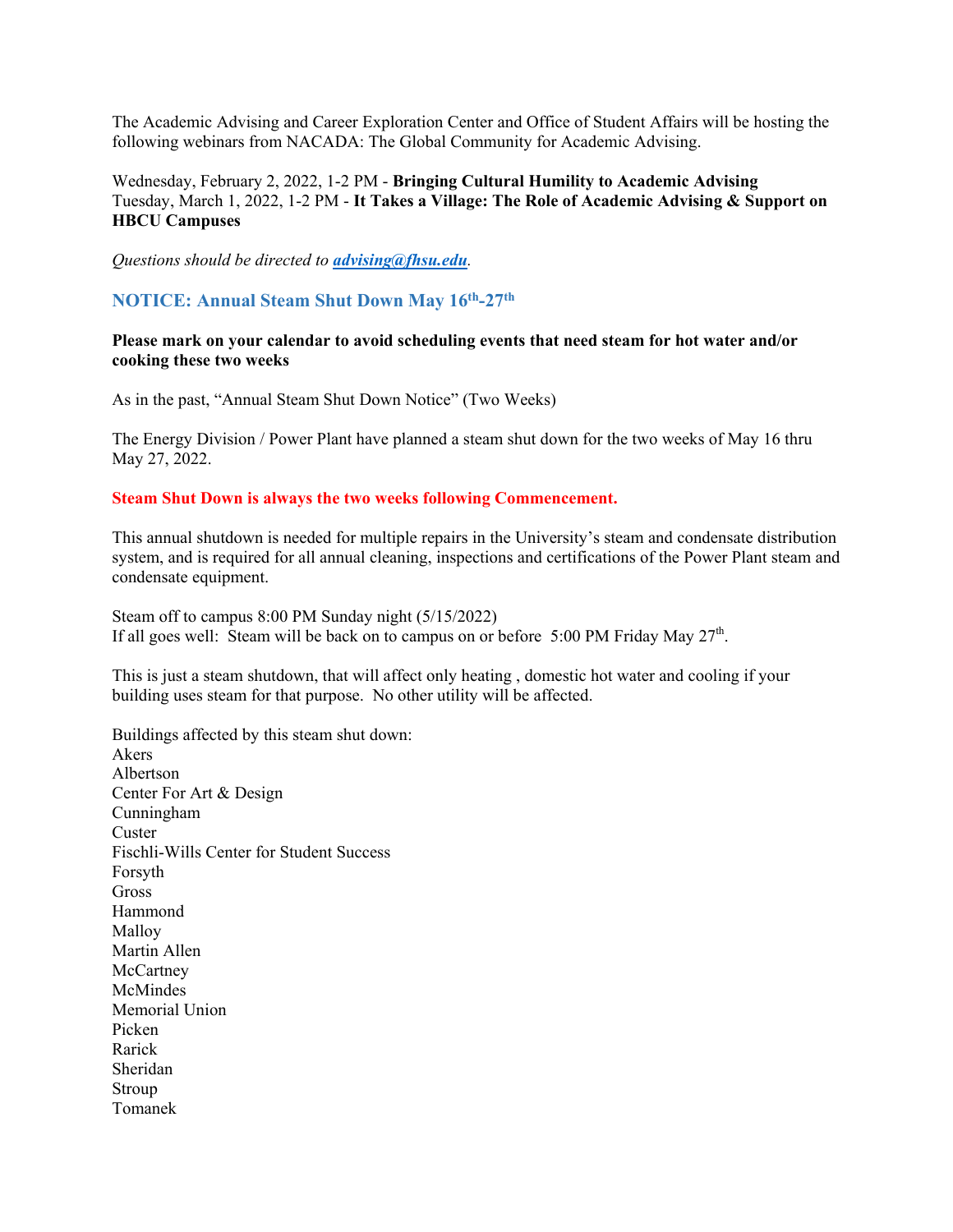The Academic Advising and Career Exploration Center and Office of Student Affairs will be hosting the following webinars from NACADA: The Global Community for Academic Advising.

Wednesday, February 2, 2022, 1-2 PM - **Bringing Cultural Humility to Academic Advising**
Tuesday, March 1, 2022, 1-2 PM - **It Takes a Village: The Role of Academic Advising & Support on HBCU Campuses**

*Questions should be directed to **advising@fhsu.edu**.*

### NOTICE: Annual Steam Shut Down May 16th-27th

**Please mark on your calendar to avoid scheduling events that need steam for hot water and/or cooking these two weeks**

As in the past, "Annual Steam Shut Down Notice" (Two Weeks)

The Energy Division / Power Plant have planned a steam shut down for the two weeks of May 16 thru May 27, 2022.

**Steam Shut Down is always the two weeks following Commencement.**

This annual shutdown is needed for multiple repairs in the University's steam and condensate distribution system, and is required for all annual cleaning, inspections and certifications of the Power Plant steam and condensate equipment.

Steam off to campus 8:00 PM Sunday night (5/15/2022)
If all goes well: Steam will be back on to campus on or before 5:00 PM Friday May 27th.

This is just a steam shutdown, that will affect only heating , domestic hot water and cooling if your building uses steam for that purpose. No other utility will be affected.

Buildings affected by this steam shut down:
Akers
Albertson
Center For Art & Design
Cunningham
Custer
Fischli-Wills Center for Student Success
Forsyth
Gross
Hammond
Malloy
Martin Allen
McCartney
McMindes
Memorial Union
Picken
Rarick
Sheridan
Stroup
Tomanek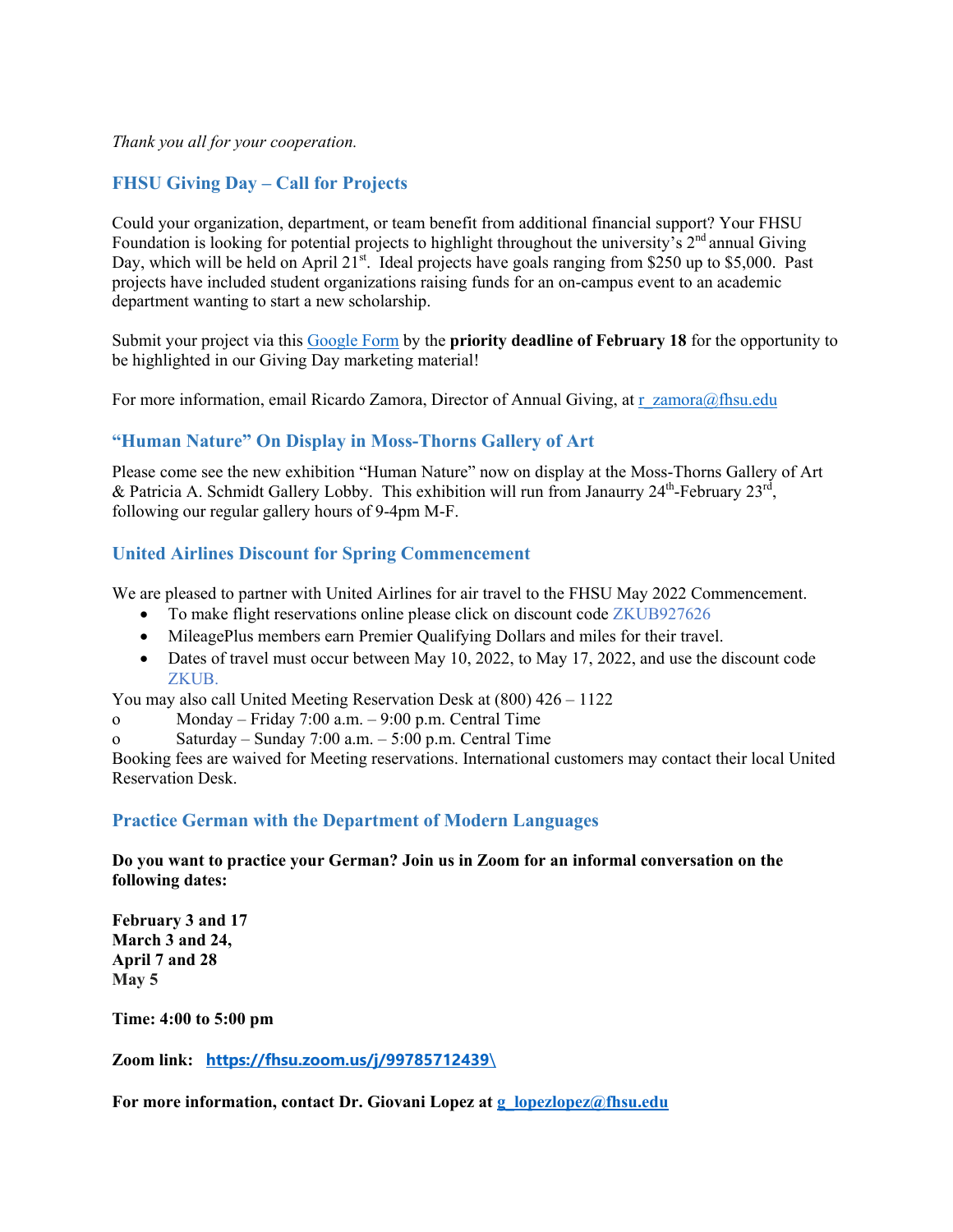*Thank you all for your cooperation.*

### FHSU Giving Day – Call for Projects

Could your organization, department, or team benefit from additional financial support? Your FHSU Foundation is looking for potential projects to highlight throughout the university's 2nd annual Giving Day, which will be held on April 21st. Ideal projects have goals ranging from $250 up to $5,000. Past projects have included student organizations raising funds for an on-campus event to an academic department wanting to start a new scholarship.

Submit your project via this Google Form by the **priority deadline of February 18** for the opportunity to be highlighted in our Giving Day marketing material!

For more information, email Ricardo Zamora, Director of Annual Giving, at r_zamora@fhsu.edu

### "Human Nature" On Display in Moss-Thorns Gallery of Art

Please come see the new exhibition "Human Nature" now on display at the Moss-Thorns Gallery of Art & Patricia A. Schmidt Gallery Lobby. This exhibition will run from Janaurry 24th-February 23rd, following our regular gallery hours of 9-4pm M-F.

### United Airlines Discount for Spring Commencement

We are pleased to partner with United Airlines for air travel to the FHSU May 2022 Commencement.

- To make flight reservations online please click on discount code ZKUB927626
- MileagePlus members earn Premier Qualifying Dollars and miles for their travel.
- Dates of travel must occur between May 10, 2022, to May 17, 2022, and use the discount code ZKUB.

You may also call United Meeting Reservation Desk at (800) 426 – 1122

- Monday – Friday 7:00 a.m. – 9:00 p.m. Central Time
- Saturday – Sunday 7:00 a.m. – 5:00 p.m. Central Time

Booking fees are waived for Meeting reservations. International customers may contact their local United Reservation Desk.

### Practice German with the Department of Modern Languages

**Do you want to practice your German? Join us in Zoom for an informal conversation on the following dates:**

**February 3 and 17**
**March 3 and 24,**
**April 7 and 28**
**May 5**

**Time: 4:00 to 5:00 pm**

**Zoom link: https://fhsu.zoom.us/j/99785712439\**

**For more information, contact Dr. Giovani Lopez at g_lopezlopez@fhsu.edu**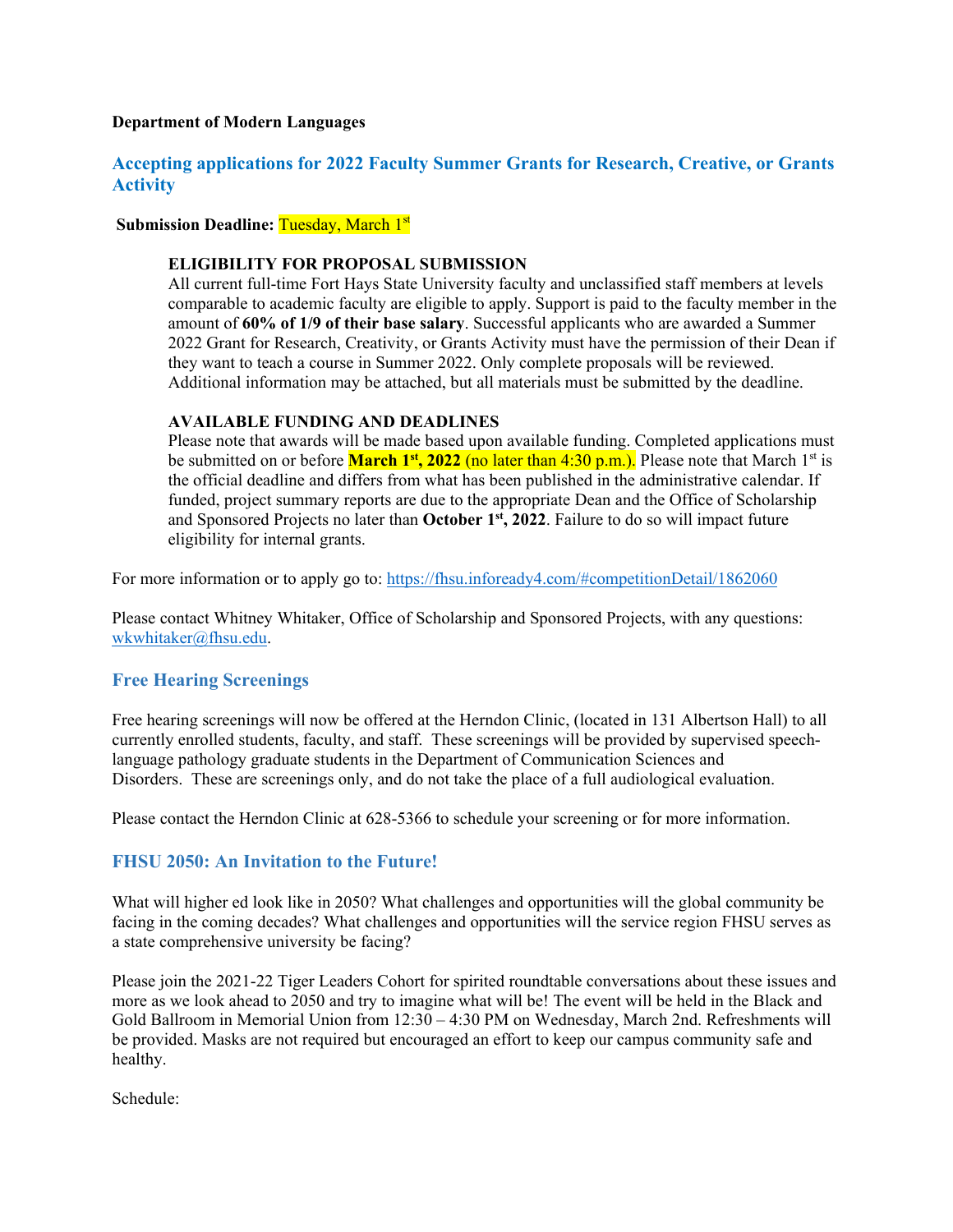**Department of Modern Languages**

## Accepting applications for 2022 Faculty Summer Grants for Research, Creative, or Grants Activity

**Submission Deadline:** Tuesday, March 1st

**ELIGIBILITY FOR PROPOSAL SUBMISSION**

All current full-time Fort Hays State University faculty and unclassified staff members at levels comparable to academic faculty are eligible to apply. Support is paid to the faculty member in the amount of **60% of 1/9 of their base salary**. Successful applicants who are awarded a Summer 2022 Grant for Research, Creativity, or Grants Activity must have the permission of their Dean if they want to teach a course in Summer 2022. Only complete proposals will be reviewed. Additional information may be attached, but all materials must be submitted by the deadline.

**AVAILABLE FUNDING AND DEADLINES**

Please note that awards will be made based upon available funding. Completed applications must be submitted on or before **March 1st, 2022** (no later than 4:30 p.m.). Please note that March 1st is the official deadline and differs from what has been published in the administrative calendar. If funded, project summary reports are due to the appropriate Dean and the Office of Scholarship and Sponsored Projects no later than **October 1st, 2022**. Failure to do so will impact future eligibility for internal grants.

For more information or to apply go to: https://fhsu.infoready4.com/#competitionDetail/1862060

Please contact Whitney Whitaker, Office of Scholarship and Sponsored Projects, with any questions: wkwhitaker@fhsu.edu.

## Free Hearing Screenings

Free hearing screenings will now be offered at the Herndon Clinic, (located in 131 Albertson Hall) to all currently enrolled students, faculty, and staff. These screenings will be provided by supervised speech-language pathology graduate students in the Department of Communication Sciences and Disorders. These are screenings only, and do not take the place of a full audiological evaluation.

Please contact the Herndon Clinic at 628-5366 to schedule your screening or for more information.

## FHSU 2050: An Invitation to the Future!

What will higher ed look like in 2050? What challenges and opportunities will the global community be facing in the coming decades? What challenges and opportunities will the service region FHSU serves as a state comprehensive university be facing?

Please join the 2021-22 Tiger Leaders Cohort for spirited roundtable conversations about these issues and more as we look ahead to 2050 and try to imagine what will be! The event will be held in the Black and Gold Ballroom in Memorial Union from 12:30 – 4:30 PM on Wednesday, March 2nd. Refreshments will be provided. Masks are not required but encouraged an effort to keep our campus community safe and healthy.

Schedule: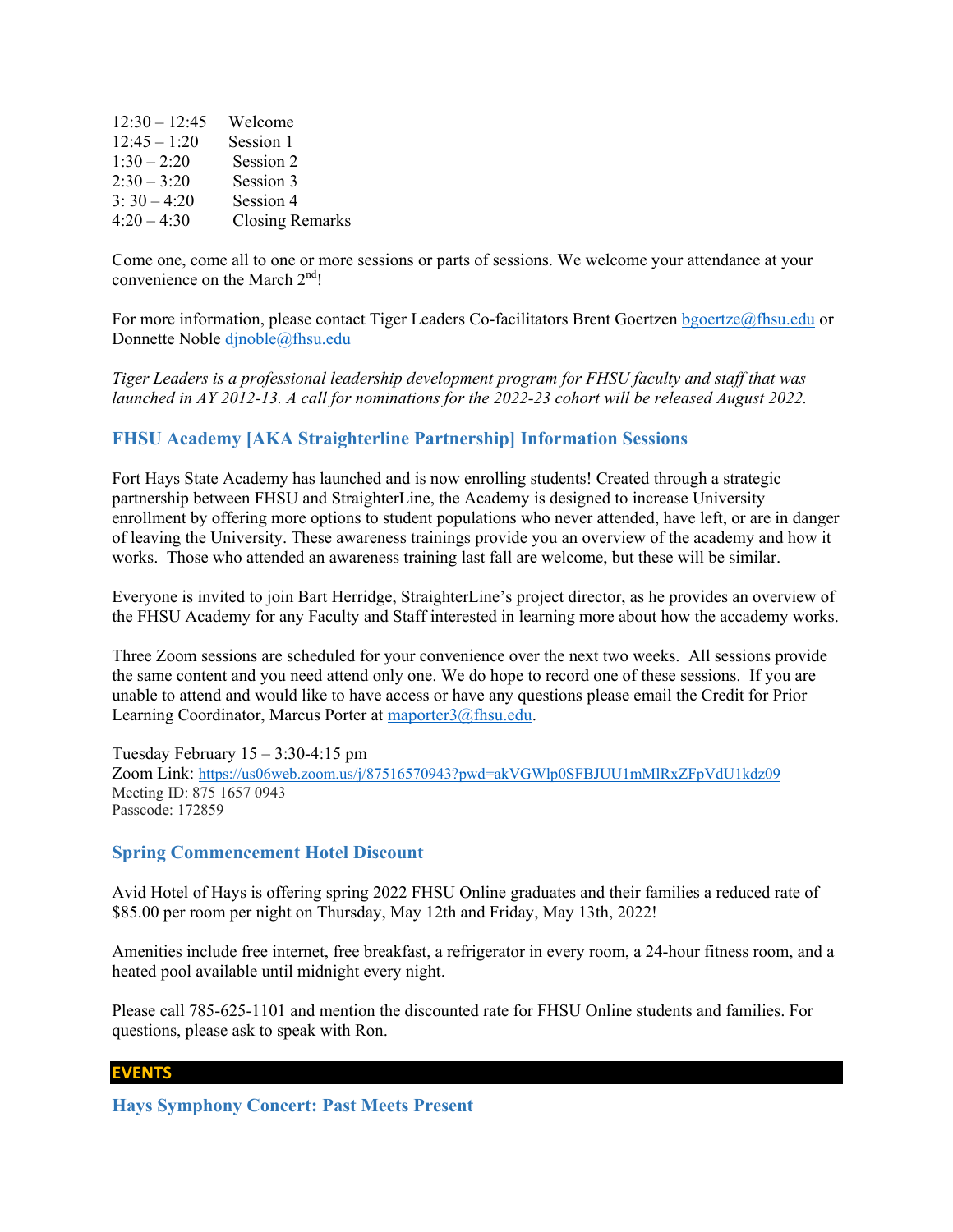| | |
|---|---|
| 12:30 – 12:45 | Welcome |
| 12:45 – 1:20 | Session 1 |
| 1:30 – 2:20 | Session 2 |
| 2:30 – 3:20 | Session 3 |
| 3: 30 – 4:20 | Session 4 |
| 4:20 – 4:30 | Closing Remarks |

Come one, come all to one or more sessions or parts of sessions. We welcome your attendance at your convenience on the March 2nd!

For more information, please contact Tiger Leaders Co-facilitators Brent Goertzen bgoertze@fhsu.edu or Donnette Noble djnoble@fhsu.edu

*Tiger Leaders is a professional leadership development program for FHSU faculty and staff that was launched in AY 2012-13. A call for nominations for the 2022-23 cohort will be released August 2022.*

### FHSU Academy [AKA Straighterline Partnership] Information Sessions

Fort Hays State Academy has launched and is now enrolling students! Created through a strategic partnership between FHSU and StraighterLine, the Academy is designed to increase University enrollment by offering more options to student populations who never attended, have left, or are in danger of leaving the University. These awareness trainings provide you an overview of the academy and how it works. Those who attended an awareness training last fall are welcome, but these will be similar.

Everyone is invited to join Bart Herridge, StraighterLine's project director, as he provides an overview of the FHSU Academy for any Faculty and Staff interested in learning more about how the accademy works.

Three Zoom sessions are scheduled for your convenience over the next two weeks. All sessions provide the same content and you need attend only one. We do hope to record one of these sessions. If you are unable to attend and would like to have access or have any questions please email the Credit for Prior Learning Coordinator, Marcus Porter at maporter3@fhsu.edu.

Tuesday February 15 – 3:30-4:15 pm
Zoom Link: https://us06web.zoom.us/j/87516570943?pwd=akVGWlp0SFBJUU1mMlRxZFpVdU1kdz09
Meeting ID: 875 1657 0943
Passcode: 172859

### Spring Commencement Hotel Discount

Avid Hotel of Hays is offering spring 2022 FHSU Online graduates and their families a reduced rate of $85.00 per room per night on Thursday, May 12th and Friday, May 13th, 2022!

Amenities include free internet, free breakfast, a refrigerator in every room, a 24-hour fitness room, and a heated pool available until midnight every night.

Please call 785-625-1101 and mention the discounted rate for FHSU Online students and families. For questions, please ask to speak with Ron.

## EVENTS

### Hays Symphony Concert: Past Meets Present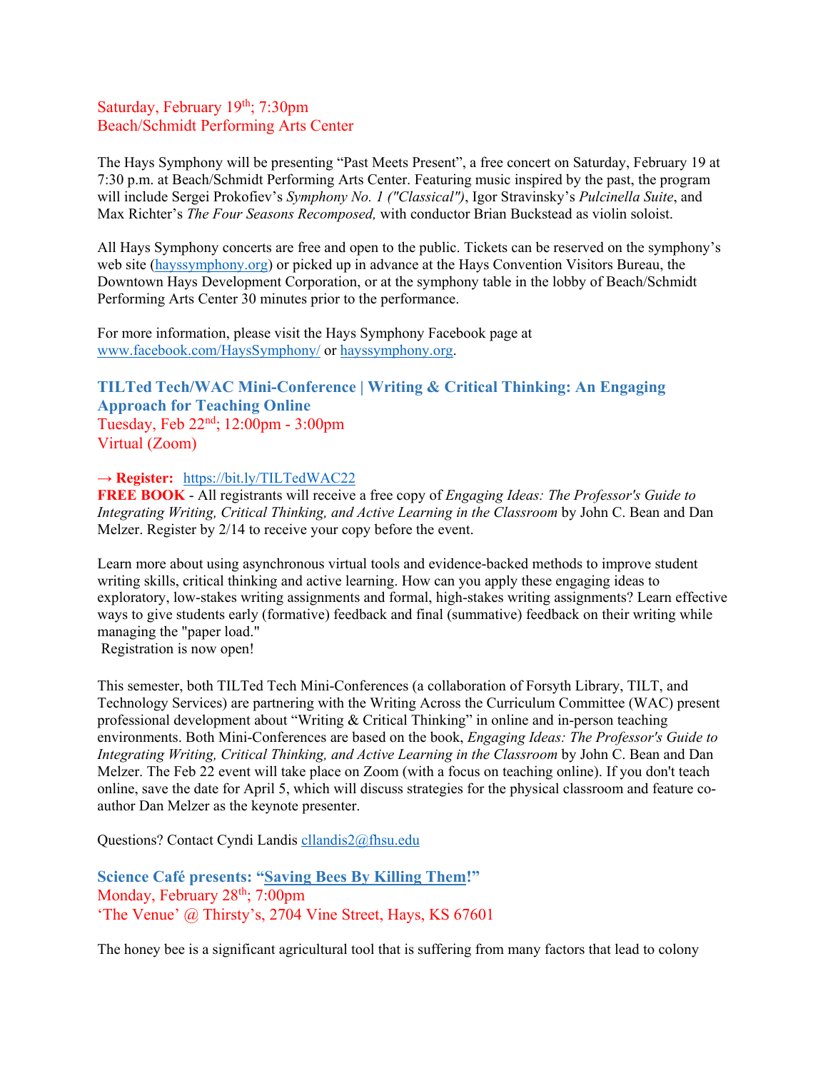Saturday, February 19th; 7:30pm
Beach/Schmidt Performing Arts Center

The Hays Symphony will be presenting "Past Meets Present", a free concert on Saturday, February 19 at 7:30 p.m. at Beach/Schmidt Performing Arts Center. Featuring music inspired by the past, the program will include Sergei Prokofiev's *Symphony No. 1 ("Classical")*, Igor Stravinsky's *Pulcinella Suite*, and Max Richter's *The Four Seasons Recomposed,* with conductor Brian Buckstead as violin soloist.

All Hays Symphony concerts are free and open to the public. Tickets can be reserved on the symphony's web site (hayssymphony.org) or picked up in advance at the Hays Convention Visitors Bureau, the Downtown Hays Development Corporation, or at the symphony table in the lobby of Beach/Schmidt Performing Arts Center 30 minutes prior to the performance.

For more information, please visit the Hays Symphony Facebook page at www.facebook.com/HaysSymphony/ or hayssymphony.org.

### TILTed Tech/WAC Mini-Conference | Writing & Critical Thinking: An Engaging Approach for Teaching Online

Tuesday, Feb 22nd; 12:00pm - 3:00pm
Virtual (Zoom)

**→ Register:** https://bit.ly/TILTedWAC22
**FREE BOOK** - All registrants will receive a free copy of *Engaging Ideas: The Professor's Guide to Integrating Writing, Critical Thinking, and Active Learning in the Classroom* by John C. Bean and Dan Melzer. Register by 2/14 to receive your copy before the event.

Learn more about using asynchronous virtual tools and evidence-backed methods to improve student writing skills, critical thinking and active learning. How can you apply these engaging ideas to exploratory, low-stakes writing assignments and formal, high-stakes writing assignments? Learn effective ways to give students early (formative) feedback and final (summative) feedback on their writing while managing the "paper load."
Registration is now open!

This semester, both TILTed Tech Mini-Conferences (a collaboration of Forsyth Library, TILT, and Technology Services) are partnering with the Writing Across the Curriculum Committee (WAC) present professional development about "Writing & Critical Thinking" in online and in-person teaching environments. Both Mini-Conferences are based on the book, *Engaging Ideas: The Professor's Guide to Integrating Writing, Critical Thinking, and Active Learning in the Classroom* by John C. Bean and Dan Melzer. The Feb 22 event will take place on Zoom (with a focus on teaching online). If you don't teach online, save the date for April 5, which will discuss strategies for the physical classroom and feature co-author Dan Melzer as the keynote presenter.

Questions? Contact Cyndi Landis cllandis2@fhsu.edu

### Science Café presents: "Saving Bees By Killing Them!"

Monday, February 28th; 7:00pm
'The Venue' @ Thirsty's, 2704 Vine Street, Hays, KS 67601

The honey bee is a significant agricultural tool that is suffering from many factors that lead to colony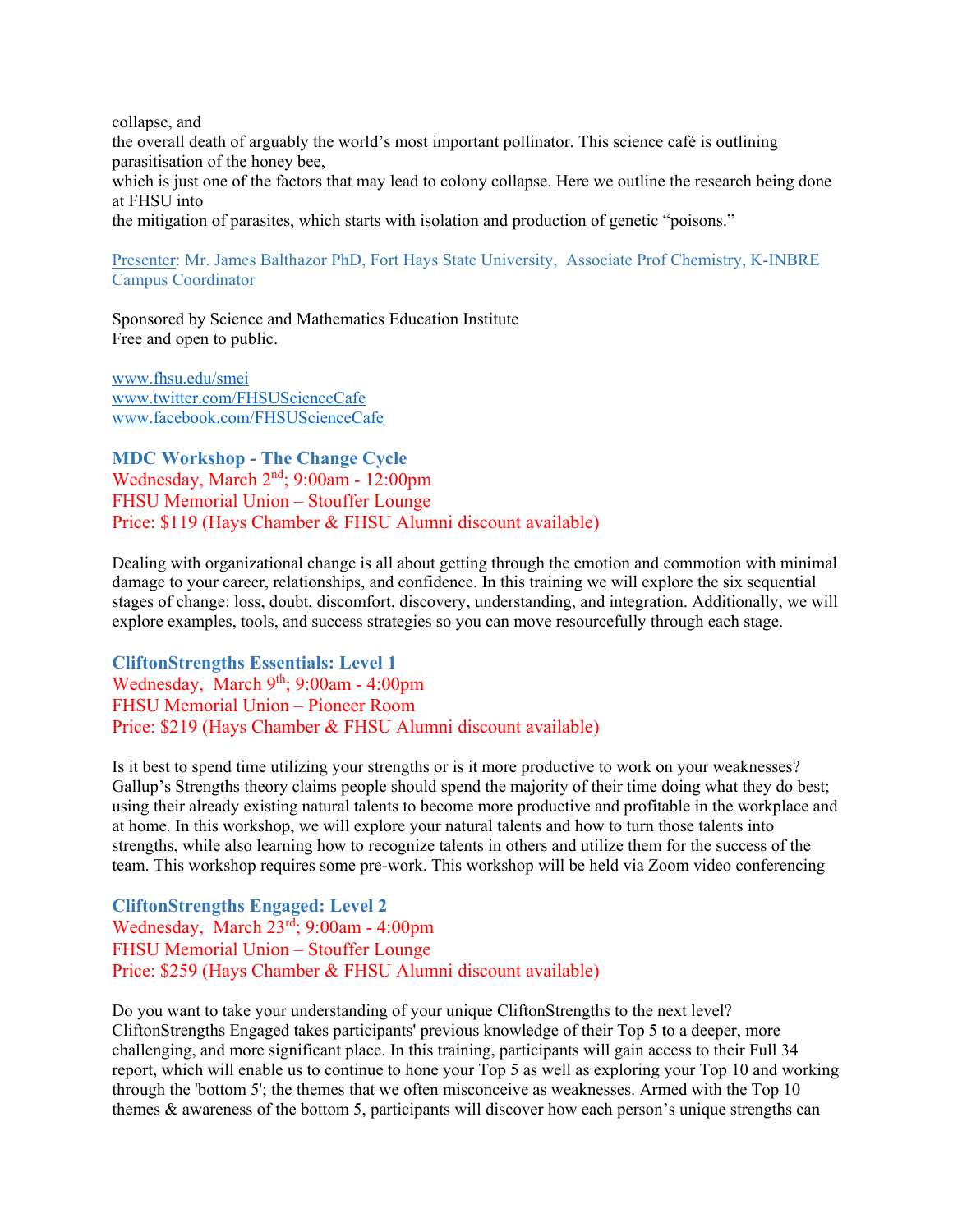collapse, and
the overall death of arguably the world's most important pollinator. This science café is outlining parasitisation of the honey bee,
which is just one of the factors that may lead to colony collapse. Here we outline the research being done at FHSU into
the mitigation of parasites, which starts with isolation and production of genetic "poisons."

Presenter: Mr. James Balthazor PhD, Fort Hays State University, Associate Prof Chemistry, K-INBRE Campus Coordinator

Sponsored by Science and Mathematics Education Institute
Free and open to public.

www.fhsu.edu/smei
www.twitter.com/FHSUScienceCafe
www.facebook.com/FHSUScienceCafe

### MDC Workshop - The Change Cycle

Wednesday, March 2nd; 9:00am - 12:00pm
FHSU Memorial Union – Stouffer Lounge
Price: $119 (Hays Chamber & FHSU Alumni discount available)

Dealing with organizational change is all about getting through the emotion and commotion with minimal damage to your career, relationships, and confidence. In this training we will explore the six sequential stages of change: loss, doubt, discomfort, discovery, understanding, and integration. Additionally, we will explore examples, tools, and success strategies so you can move resourcefully through each stage.

### CliftonStrengths Essentials: Level 1

Wednesday, March 9th; 9:00am - 4:00pm
FHSU Memorial Union – Pioneer Room
Price: $219 (Hays Chamber & FHSU Alumni discount available)

Is it best to spend time utilizing your strengths or is it more productive to work on your weaknesses? Gallup's Strengths theory claims people should spend the majority of their time doing what they do best; using their already existing natural talents to become more productive and profitable in the workplace and at home. In this workshop, we will explore your natural talents and how to turn those talents into strengths, while also learning how to recognize talents in others and utilize them for the success of the team. This workshop requires some pre-work. This workshop will be held via Zoom video conferencing

### CliftonStrengths Engaged: Level 2

Wednesday, March 23rd; 9:00am - 4:00pm
FHSU Memorial Union – Stouffer Lounge
Price: $259 (Hays Chamber & FHSU Alumni discount available)

Do you want to take your understanding of your unique CliftonStrengths to the next level? CliftonStrengths Engaged takes participants' previous knowledge of their Top 5 to a deeper, more challenging, and more significant place. In this training, participants will gain access to their Full 34 report, which will enable us to continue to hone your Top 5 as well as exploring your Top 10 and working through the 'bottom 5'; the themes that we often misconceive as weaknesses. Armed with the Top 10 themes & awareness of the bottom 5, participants will discover how each person's unique strengths can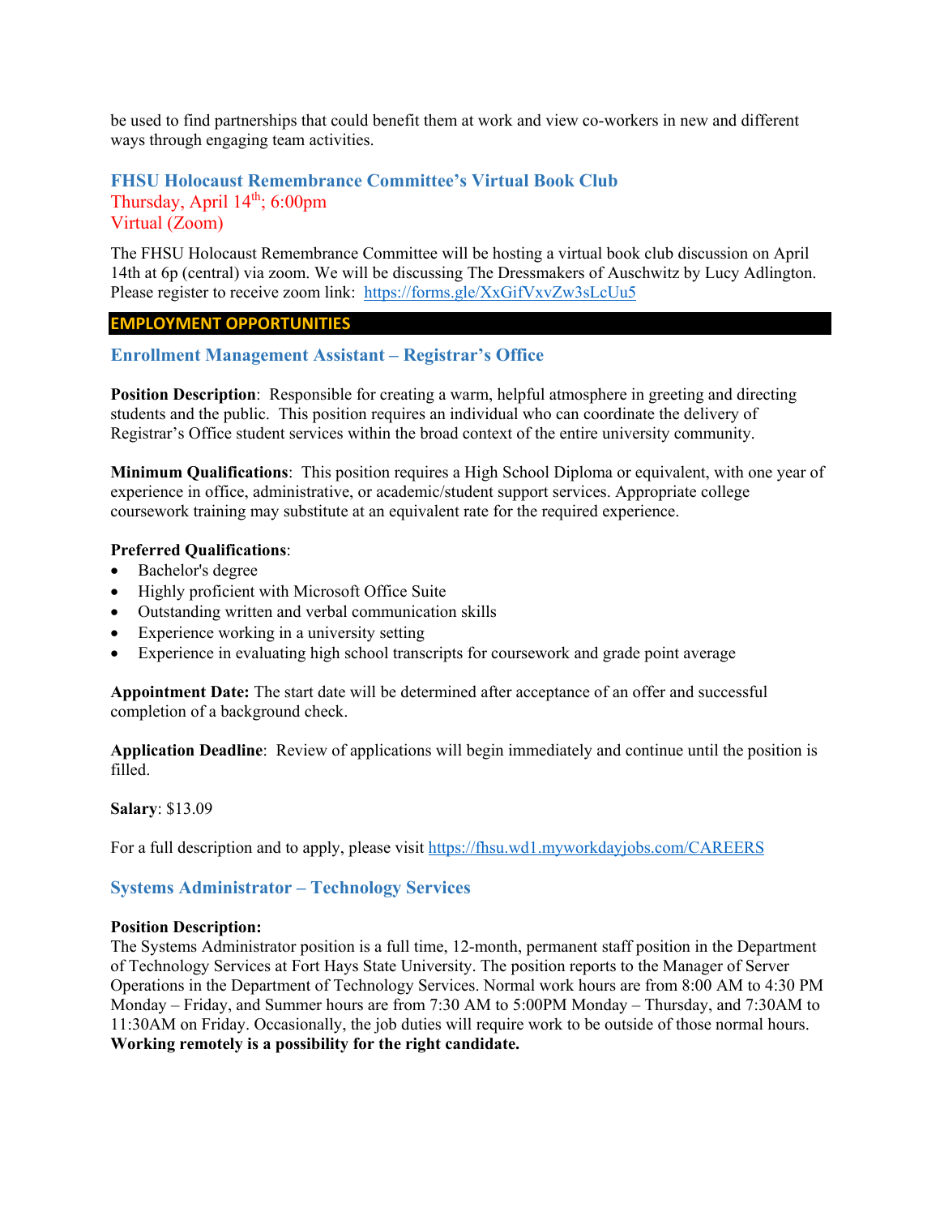be used to find partnerships that could benefit them at work and view co-workers in new and different ways through engaging team activities.

### FHSU Holocaust Remembrance Committee's Virtual Book Club

Thursday, April 14th; 6:00pm
Virtual (Zoom)

The FHSU Holocaust Remembrance Committee will be hosting a virtual book club discussion on April 14th at 6p (central) via zoom. We will be discussing The Dressmakers of Auschwitz by Lucy Adlington. Please register to receive zoom link: https://forms.gle/XxGifVxvZw3sLcUu5

## EMPLOYMENT OPPORTUNITIES

### Enrollment Management Assistant – Registrar's Office

**Position Description**: Responsible for creating a warm, helpful atmosphere in greeting and directing students and the public. This position requires an individual who can coordinate the delivery of Registrar's Office student services within the broad context of the entire university community.

**Minimum Qualifications**: This position requires a High School Diploma or equivalent, with one year of experience in office, administrative, or academic/student support services. Appropriate college coursework training may substitute at an equivalent rate for the required experience.

**Preferred Qualifications**:

- Bachelor's degree
- Highly proficient with Microsoft Office Suite
- Outstanding written and verbal communication skills
- Experience working in a university setting
- Experience in evaluating high school transcripts for coursework and grade point average

**Appointment Date:** The start date will be determined after acceptance of an offer and successful completion of a background check.

**Application Deadline**: Review of applications will begin immediately and continue until the position is filled.

**Salary**: $13.09

For a full description and to apply, please visit https://fhsu.wd1.myworkdayjobs.com/CAREERS

### Systems Administrator – Technology Services

**Position Description:**
The Systems Administrator position is a full time, 12-month, permanent staff position in the Department of Technology Services at Fort Hays State University. The position reports to the Manager of Server Operations in the Department of Technology Services. Normal work hours are from 8:00 AM to 4:30 PM Monday – Friday, and Summer hours are from 7:30 AM to 5:00PM Monday – Thursday, and 7:30AM to 11:30AM on Friday. Occasionally, the job duties will require work to be outside of those normal hours. **Working remotely is a possibility for the right candidate.**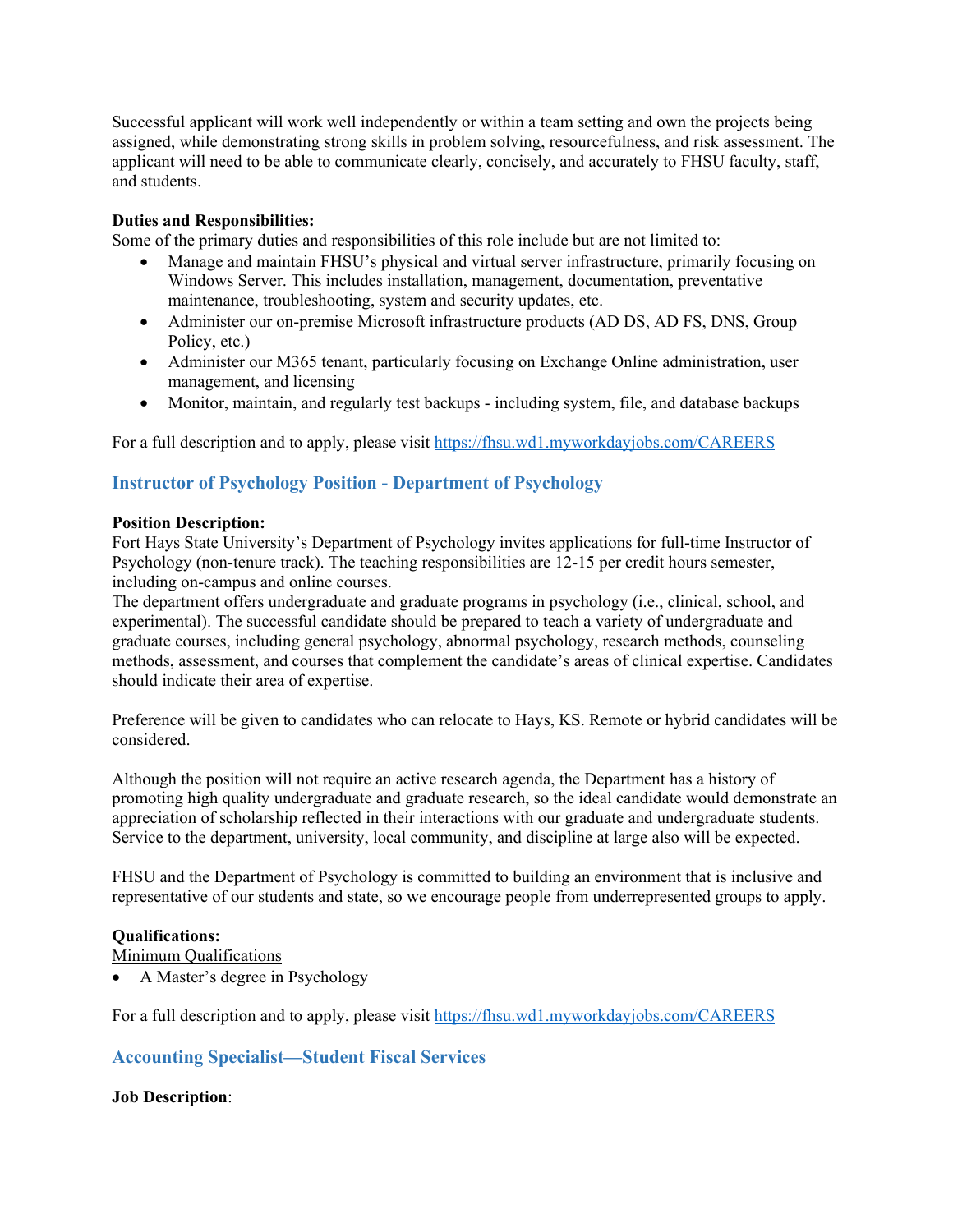Successful applicant will work well independently or within a team setting and own the projects being assigned, while demonstrating strong skills in problem solving, resourcefulness, and risk assessment. The applicant will need to be able to communicate clearly, concisely, and accurately to FHSU faculty, staff, and students.

**Duties and Responsibilities:**
Some of the primary duties and responsibilities of this role include but are not limited to:

- Manage and maintain FHSU's physical and virtual server infrastructure, primarily focusing on Windows Server. This includes installation, management, documentation, preventative maintenance, troubleshooting, system and security updates, etc.
- Administer our on-premise Microsoft infrastructure products (AD DS, AD FS, DNS, Group Policy, etc.)
- Administer our M365 tenant, particularly focusing on Exchange Online administration, user management, and licensing
- Monitor, maintain, and regularly test backups - including system, file, and database backups

For a full description and to apply, please visit https://fhsu.wd1.myworkdayjobs.com/CAREERS

### Instructor of Psychology Position - Department of Psychology

**Position Description:**
Fort Hays State University's Department of Psychology invites applications for full-time Instructor of Psychology (non-tenure track). The teaching responsibilities are 12-15 per credit hours semester, including on-campus and online courses.
The department offers undergraduate and graduate programs in psychology (i.e., clinical, school, and experimental). The successful candidate should be prepared to teach a variety of undergraduate and graduate courses, including general psychology, abnormal psychology, research methods, counseling methods, assessment, and courses that complement the candidate's areas of clinical expertise. Candidates should indicate their area of expertise.

Preference will be given to candidates who can relocate to Hays, KS. Remote or hybrid candidates will be considered.

Although the position will not require an active research agenda, the Department has a history of promoting high quality undergraduate and graduate research, so the ideal candidate would demonstrate an appreciation of scholarship reflected in their interactions with our graduate and undergraduate students. Service to the department, university, local community, and discipline at large also will be expected.

FHSU and the Department of Psychology is committed to building an environment that is inclusive and representative of our students and state, so we encourage people from underrepresented groups to apply.

**Qualifications:**
Minimum Qualifications

- A Master's degree in Psychology

For a full description and to apply, please visit https://fhsu.wd1.myworkdayjobs.com/CAREERS

### Accounting Specialist—Student Fiscal Services

**Job Description**: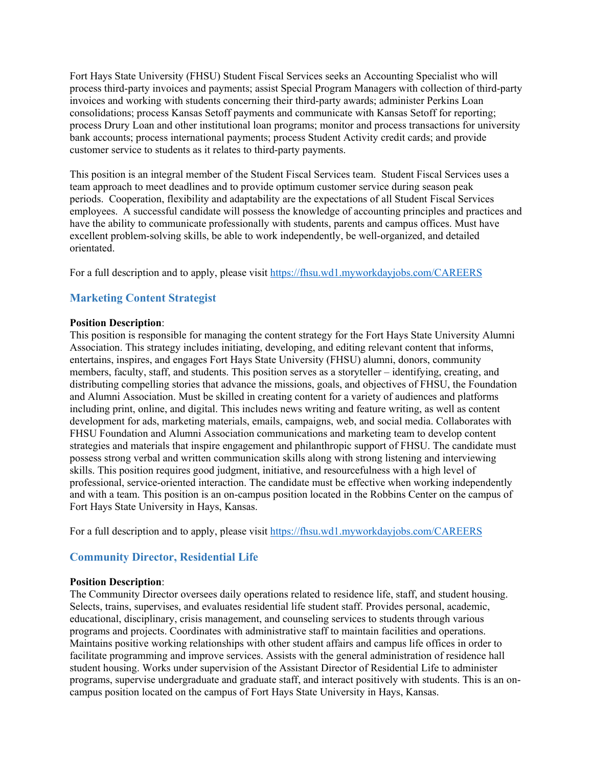Fort Hays State University (FHSU) Student Fiscal Services seeks an Accounting Specialist who will process third-party invoices and payments; assist Special Program Managers with collection of third-party invoices and working with students concerning their third-party awards; administer Perkins Loan consolidations; process Kansas Setoff payments and communicate with Kansas Setoff for reporting; process Drury Loan and other institutional loan programs; monitor and process transactions for university bank accounts; process international payments; process Student Activity credit cards; and provide customer service to students as it relates to third-party payments.

This position is an integral member of the Student Fiscal Services team. Student Fiscal Services uses a team approach to meet deadlines and to provide optimum customer service during season peak periods. Cooperation, flexibility and adaptability are the expectations of all Student Fiscal Services employees. A successful candidate will possess the knowledge of accounting principles and practices and have the ability to communicate professionally with students, parents and campus offices. Must have excellent problem-solving skills, be able to work independently, be well-organized, and detailed orientated.

For a full description and to apply, please visit https://fhsu.wd1.myworkdayjobs.com/CAREERS

### Marketing Content Strategist

**Position Description**:
This position is responsible for managing the content strategy for the Fort Hays State University Alumni Association. This strategy includes initiating, developing, and editing relevant content that informs, entertains, inspires, and engages Fort Hays State University (FHSU) alumni, donors, community members, faculty, staff, and students. This position serves as a storyteller – identifying, creating, and distributing compelling stories that advance the missions, goals, and objectives of FHSU, the Foundation and Alumni Association. Must be skilled in creating content for a variety of audiences and platforms including print, online, and digital. This includes news writing and feature writing, as well as content development for ads, marketing materials, emails, campaigns, web, and social media. Collaborates with FHSU Foundation and Alumni Association communications and marketing team to develop content strategies and materials that inspire engagement and philanthropic support of FHSU. The candidate must possess strong verbal and written communication skills along with strong listening and interviewing skills. This position requires good judgment, initiative, and resourcefulness with a high level of professional, service-oriented interaction. The candidate must be effective when working independently and with a team. This position is an on-campus position located in the Robbins Center on the campus of Fort Hays State University in Hays, Kansas.

For a full description and to apply, please visit https://fhsu.wd1.myworkdayjobs.com/CAREERS

### Community Director, Residential Life

**Position Description**:
The Community Director oversees daily operations related to residence life, staff, and student housing. Selects, trains, supervises, and evaluates residential life student staff. Provides personal, academic, educational, disciplinary, crisis management, and counseling services to students through various programs and projects. Coordinates with administrative staff to maintain facilities and operations. Maintains positive working relationships with other student affairs and campus life offices in order to facilitate programming and improve services. Assists with the general administration of residence hall student housing. Works under supervision of the Assistant Director of Residential Life to administer programs, supervise undergraduate and graduate staff, and interact positively with students. This is an on-campus position located on the campus of Fort Hays State University in Hays, Kansas.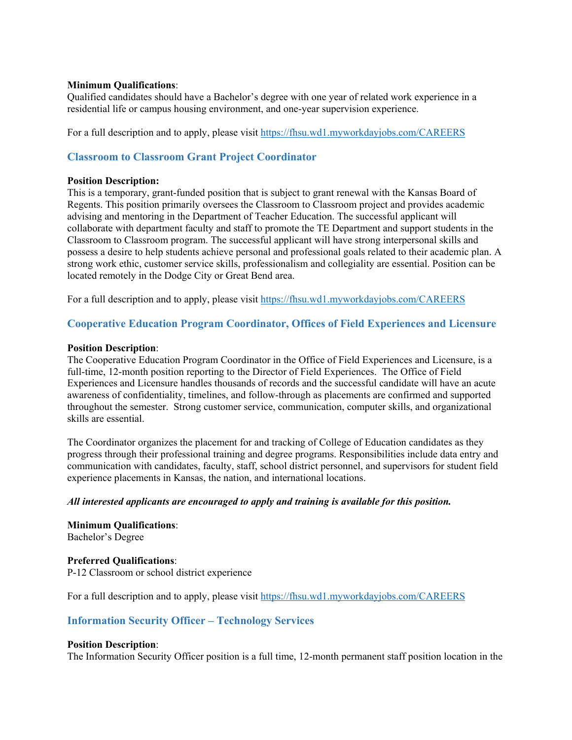**Minimum Qualifications**:
Qualified candidates should have a Bachelor's degree with one year of related work experience in a residential life or campus housing environment, and one-year supervision experience.

For a full description and to apply, please visit https://fhsu.wd1.myworkdayjobs.com/CAREERS

### Classroom to Classroom Grant Project Coordinator

**Position Description:**
This is a temporary, grant-funded position that is subject to grant renewal with the Kansas Board of Regents. This position primarily oversees the Classroom to Classroom project and provides academic advising and mentoring in the Department of Teacher Education. The successful applicant will collaborate with department faculty and staff to promote the TE Department and support students in the Classroom to Classroom program. The successful applicant will have strong interpersonal skills and possess a desire to help students achieve personal and professional goals related to their academic plan. A strong work ethic, customer service skills, professionalism and collegiality are essential. Position can be located remotely in the Dodge City or Great Bend area.

For a full description and to apply, please visit https://fhsu.wd1.myworkdayjobs.com/CAREERS

### Cooperative Education Program Coordinator, Offices of Field Experiences and Licensure

**Position Description**:
The Cooperative Education Program Coordinator in the Office of Field Experiences and Licensure, is a full-time, 12-month position reporting to the Director of Field Experiences. The Office of Field Experiences and Licensure handles thousands of records and the successful candidate will have an acute awareness of confidentiality, timelines, and follow-through as placements are confirmed and supported throughout the semester. Strong customer service, communication, computer skills, and organizational skills are essential.

The Coordinator organizes the placement for and tracking of College of Education candidates as they progress through their professional training and degree programs. Responsibilities include data entry and communication with candidates, faculty, staff, school district personnel, and supervisors for student field experience placements in Kansas, the nation, and international locations.

***All interested applicants are encouraged to apply and training is available for this position.***

**Minimum Qualifications**:
Bachelor's Degree

**Preferred Qualifications**:
P-12 Classroom or school district experience

For a full description and to apply, please visit https://fhsu.wd1.myworkdayjobs.com/CAREERS

### Information Security Officer – Technology Services

**Position Description**:
The Information Security Officer position is a full time, 12-month permanent staff position location in the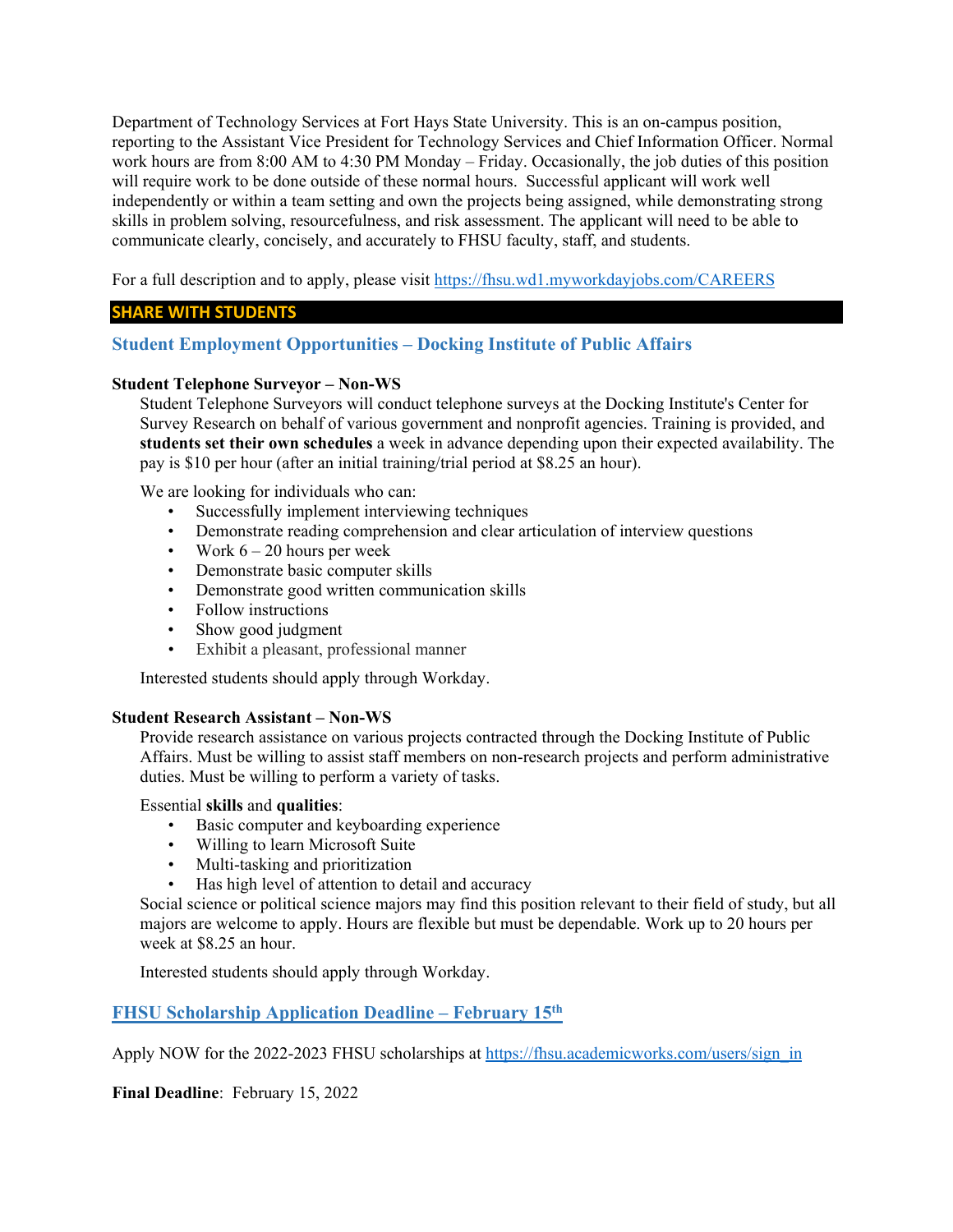Department of Technology Services at Fort Hays State University. This is an on-campus position, reporting to the Assistant Vice President for Technology Services and Chief Information Officer. Normal work hours are from 8:00 AM to 4:30 PM Monday – Friday. Occasionally, the job duties of this position will require work to be done outside of these normal hours. Successful applicant will work well independently or within a team setting and own the projects being assigned, while demonstrating strong skills in problem solving, resourcefulness, and risk assessment. The applicant will need to be able to communicate clearly, concisely, and accurately to FHSU faculty, staff, and students.

For a full description and to apply, please visit https://fhsu.wd1.myworkdayjobs.com/CAREERS

## SHARE WITH STUDENTS

### Student Employment Opportunities – Docking Institute of Public Affairs

**Student Telephone Surveyor – Non-WS**

Student Telephone Surveyors will conduct telephone surveys at the Docking Institute's Center for Survey Research on behalf of various government and nonprofit agencies. Training is provided, and **students set their own schedules** a week in advance depending upon their expected availability. The pay is $10 per hour (after an initial training/trial period at $8.25 an hour).

We are looking for individuals who can:

- Successfully implement interviewing techniques
- Demonstrate reading comprehension and clear articulation of interview questions
- Work 6 – 20 hours per week
- Demonstrate basic computer skills
- Demonstrate good written communication skills
- Follow instructions
- Show good judgment
- Exhibit a pleasant, professional manner

Interested students should apply through Workday.

**Student Research Assistant – Non-WS**

Provide research assistance on various projects contracted through the Docking Institute of Public Affairs. Must be willing to assist staff members on non-research projects and perform administrative duties. Must be willing to perform a variety of tasks.

Essential **skills** and **qualities**:

- Basic computer and keyboarding experience
- Willing to learn Microsoft Suite
- Multi-tasking and prioritization
- Has high level of attention to detail and accuracy

Social science or political science majors may find this position relevant to their field of study, but all majors are welcome to apply. Hours are flexible but must be dependable. Work up to 20 hours per week at $8.25 an hour.

Interested students should apply through Workday.

### FHSU Scholarship Application Deadline – February 15th

Apply NOW for the 2022-2023 FHSU scholarships at https://fhsu.academicworks.com/users/sign_in

**Final Deadline**: February 15, 2022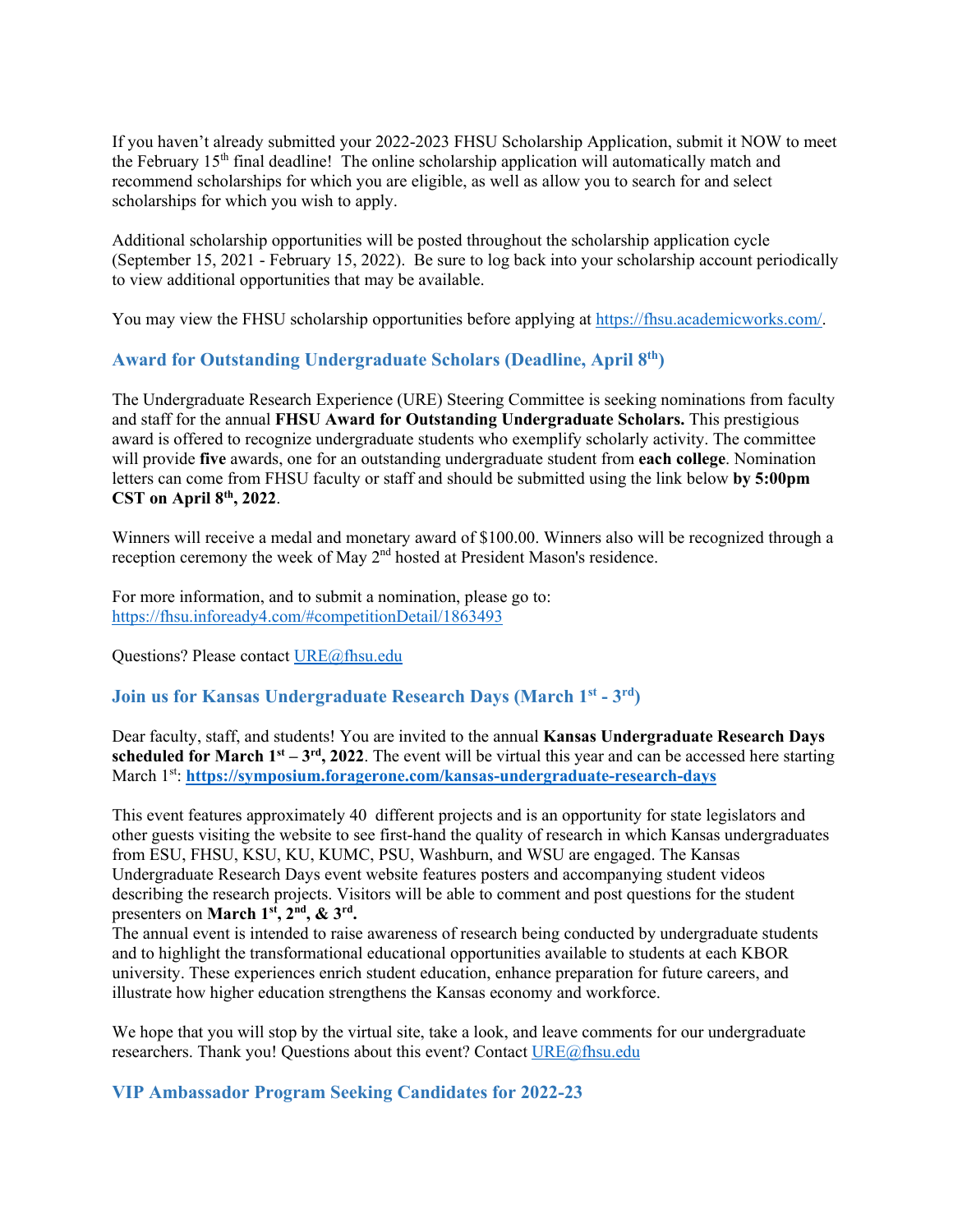If you haven't already submitted your 2022-2023 FHSU Scholarship Application, submit it NOW to meet the February 15th final deadline! The online scholarship application will automatically match and recommend scholarships for which you are eligible, as well as allow you to search for and select scholarships for which you wish to apply.

Additional scholarship opportunities will be posted throughout the scholarship application cycle (September 15, 2021 - February 15, 2022). Be sure to log back into your scholarship account periodically to view additional opportunities that may be available.

You may view the FHSU scholarship opportunities before applying at https://fhsu.academicworks.com/.

## Award for Outstanding Undergraduate Scholars (Deadline, April 8th)

The Undergraduate Research Experience (URE) Steering Committee is seeking nominations from faculty and staff for the annual **FHSU Award for Outstanding Undergraduate Scholars.** This prestigious award is offered to recognize undergraduate students who exemplify scholarly activity. The committee will provide **five** awards, one for an outstanding undergraduate student from **each college**. Nomination letters can come from FHSU faculty or staff and should be submitted using the link below **by 5:00pm CST on April 8th, 2022**.

Winners will receive a medal and monetary award of $100.00. Winners also will be recognized through a reception ceremony the week of May 2nd hosted at President Mason's residence.

For more information, and to submit a nomination, please go to:
https://fhsu.infoready4.com/#competitionDetail/1863493

Questions? Please contact URE@fhsu.edu

## Join us for Kansas Undergraduate Research Days (March 1st - 3rd)

Dear faculty, staff, and students! You are invited to the annual **Kansas Undergraduate Research Days scheduled for March 1st – 3rd, 2022**. The event will be virtual this year and can be accessed here starting March 1st: **https://symposium.foragerone.com/kansas-undergraduate-research-days**

This event features approximately 40 different projects and is an opportunity for state legislators and other guests visiting the website to see first-hand the quality of research in which Kansas undergraduates from ESU, FHSU, KSU, KU, KUMC, PSU, Washburn, and WSU are engaged. The Kansas Undergraduate Research Days event website features posters and accompanying student videos describing the research projects. Visitors will be able to comment and post questions for the student presenters on **March 1st, 2nd, & 3rd.**
The annual event is intended to raise awareness of research being conducted by undergraduate students and to highlight the transformational educational opportunities available to students at each KBOR university. These experiences enrich student education, enhance preparation for future careers, and illustrate how higher education strengthens the Kansas economy and workforce.

We hope that you will stop by the virtual site, take a look, and leave comments for our undergraduate researchers. Thank you! Questions about this event? Contact URE@fhsu.edu

## VIP Ambassador Program Seeking Candidates for 2022-23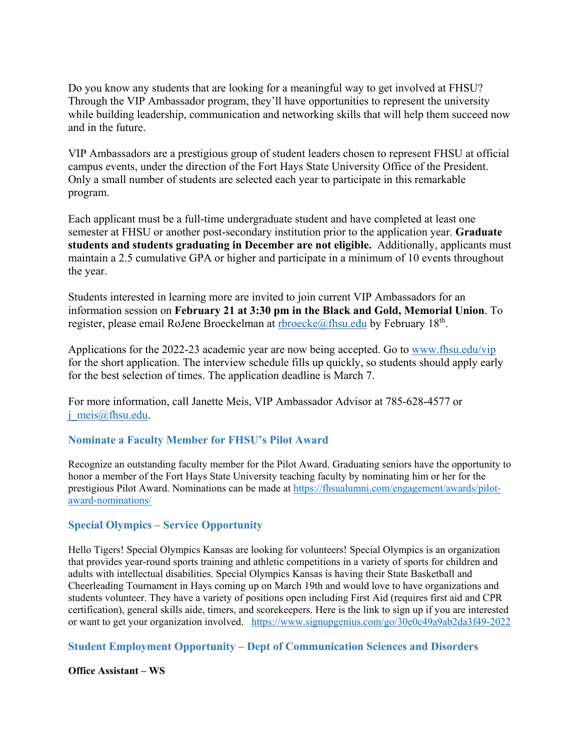Do you know any students that are looking for a meaningful way to get involved at FHSU? Through the VIP Ambassador program, they'll have opportunities to represent the university while building leadership, communication and networking skills that will help them succeed now and in the future.

VIP Ambassadors are a prestigious group of student leaders chosen to represent FHSU at official campus events, under the direction of the Fort Hays State University Office of the President. Only a small number of students are selected each year to participate in this remarkable program.

Each applicant must be a full-time undergraduate student and have completed at least one semester at FHSU or another post-secondary institution prior to the application year. **Graduate students and students graduating in December are not eligible.** Additionally, applicants must maintain a 2.5 cumulative GPA or higher and participate in a minimum of 10 events throughout the year.

Students interested in learning more are invited to join current VIP Ambassadors for an information session on **February 21 at 3:30 pm in the Black and Gold, Memorial Union**. To register, please email RoJene Broeckelman at [rbroecke@fhsu.edu](mailto:rbroecke@fhsu.edu) by February 18th.

Applications for the 2022-23 academic year are now being accepted. Go to [www.fhsu.edu/vip](http://www.fhsu.edu/vip) for the short application. The interview schedule fills up quickly, so students should apply early for the best selection of times. The application deadline is March 7.

For more information, call Janette Meis, VIP Ambassador Advisor at 785-628-4577 or [j_meis@fhsu.edu](mailto:j_meis@fhsu.edu).

### Nominate a Faculty Member for FHSU's Pilot Award

Recognize an outstanding faculty member for the Pilot Award. Graduating seniors have the opportunity to honor a member of the Fort Hays State University teaching faculty by nominating him or her for the prestigious Pilot Award. Nominations can be made at [https://fhsualumni.com/engagement/awards/pilot-award-nominations/](https://fhsualumni.com/engagement/awards/pilot-award-nominations/)

### Special Olympics – Service Opportunity

Hello Tigers! Special Olympics Kansas are looking for volunteers! Special Olympics is an organization that provides year-round sports training and athletic competitions in a variety of sports for children and adults with intellectual disabilities. Special Olympics Kansas is having their State Basketball and Cheerleading Tournament in Hays coming up on March 19th and would love to have organizations and students volunteer. They have a variety of positions open including First Aid (requires first aid and CPR certification), general skills aide, timers, and scorekeepers. Here is the link to sign up if you are interested or want to get your organization involved. [https://www.signupgenius.com/go/30e0c49a9ab2da3f49-2022](https://www.signupgenius.com/go/30e0c49a9ab2da3f49-2022)

### Student Employment Opportunity – Dept of Communication Sciences and Disorders

**Office Assistant – WS**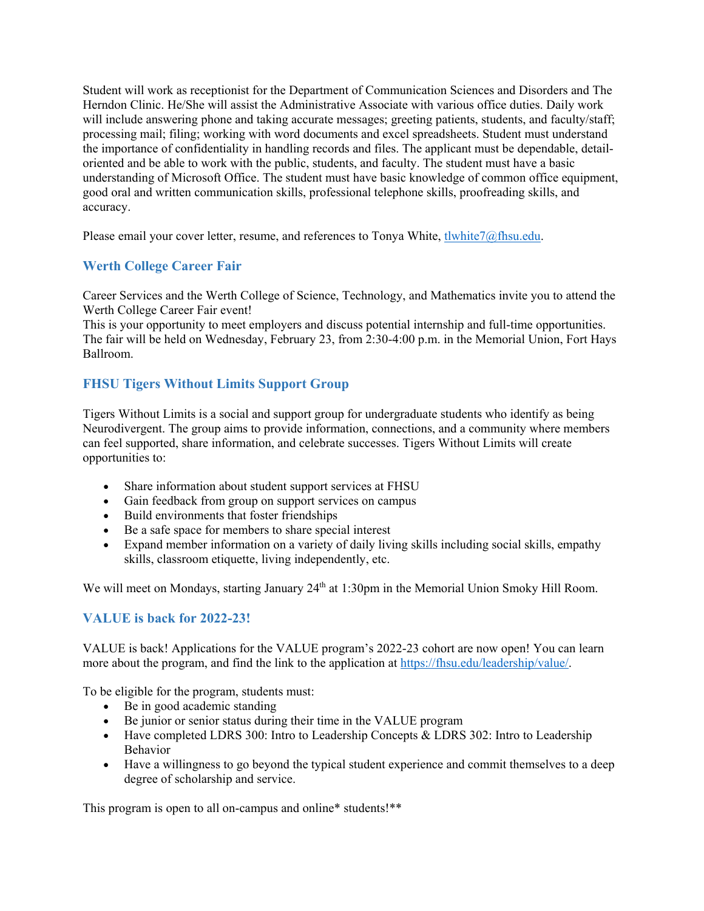Student will work as receptionist for the Department of Communication Sciences and Disorders and The Herndon Clinic. He/She will assist the Administrative Associate with various office duties. Daily work will include answering phone and taking accurate messages; greeting patients, students, and faculty/staff; processing mail; filing; working with word documents and excel spreadsheets. Student must understand the importance of confidentiality in handling records and files. The applicant must be dependable, detail-oriented and be able to work with the public, students, and faculty. The student must have a basic understanding of Microsoft Office. The student must have basic knowledge of common office equipment, good oral and written communication skills, professional telephone skills, proofreading skills, and accuracy.

Please email your cover letter, resume, and references to Tonya White, tlwhite7@fhsu.edu.

### Werth College Career Fair

Career Services and the Werth College of Science, Technology, and Mathematics invite you to attend the Werth College Career Fair event!
This is your opportunity to meet employers and discuss potential internship and full-time opportunities. The fair will be held on Wednesday, February 23, from 2:30-4:00 p.m. in the Memorial Union, Fort Hays Ballroom.

### FHSU Tigers Without Limits Support Group

Tigers Without Limits is a social and support group for undergraduate students who identify as being Neurodivergent. The group aims to provide information, connections, and a community where members can feel supported, share information, and celebrate successes. Tigers Without Limits will create opportunities to:

- Share information about student support services at FHSU
- Gain feedback from group on support services on campus
- Build environments that foster friendships
- Be a safe space for members to share special interest
- Expand member information on a variety of daily living skills including social skills, empathy skills, classroom etiquette, living independently, etc.

We will meet on Mondays, starting January 24th at 1:30pm in the Memorial Union Smoky Hill Room.

### VALUE is back for 2022-23!

VALUE is back! Applications for the VALUE program's 2022-23 cohort are now open! You can learn more about the program, and find the link to the application at https://fhsu.edu/leadership/value/.

To be eligible for the program, students must:

- Be in good academic standing
- Be junior or senior status during their time in the VALUE program
- Have completed LDRS 300: Intro to Leadership Concepts & LDRS 302: Intro to Leadership Behavior
- Have a willingness to go beyond the typical student experience and commit themselves to a deep degree of scholarship and service.

This program is open to all on-campus and online* students!**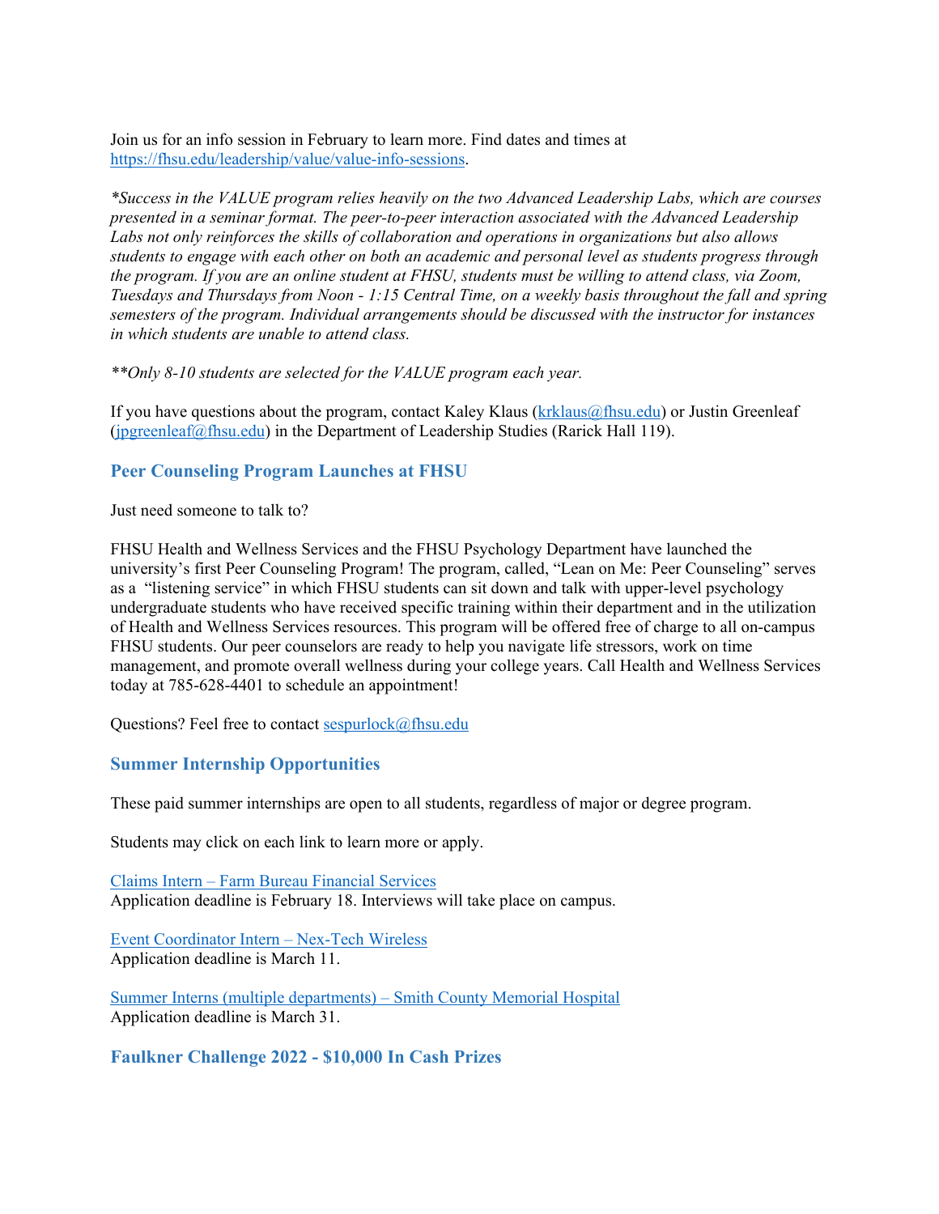Join us for an info session in February to learn more. Find dates and times at [https://fhsu.edu/leadership/value/value-info-sessions](https://fhsu.edu/leadership/value/value-info-sessions).

*\*Success in the VALUE program relies heavily on the two Advanced Leadership Labs, which are courses presented in a seminar format. The peer-to-peer interaction associated with the Advanced Leadership Labs not only reinforces the skills of collaboration and operations in organizations but also allows students to engage with each other on both an academic and personal level as students progress through the program. If you are an online student at FHSU, students must be willing to attend class, via Zoom, Tuesdays and Thursdays from Noon - 1:15 Central Time, on a weekly basis throughout the fall and spring semesters of the program. Individual arrangements should be discussed with the instructor for instances in which students are unable to attend class.*

*\*\*Only 8-10 students are selected for the VALUE program each year.*

If you have questions about the program, contact Kaley Klaus ([krklaus@fhsu.edu](mailto:krklaus@fhsu.edu)) or Justin Greenleaf ([jpgreenleaf@fhsu.edu](mailto:jpgreenleaf@fhsu.edu)) in the Department of Leadership Studies (Rarick Hall 119).

### Peer Counseling Program Launches at FHSU

Just need someone to talk to?

FHSU Health and Wellness Services and the FHSU Psychology Department have launched the university's first Peer Counseling Program! The program, called, "Lean on Me: Peer Counseling" serves as a "listening service" in which FHSU students can sit down and talk with upper-level psychology undergraduate students who have received specific training within their department and in the utilization of Health and Wellness Services resources. This program will be offered free of charge to all on-campus FHSU students. Our peer counselors are ready to help you navigate life stressors, work on time management, and promote overall wellness during your college years. Call Health and Wellness Services today at 785-628-4401 to schedule an appointment!

Questions? Feel free to contact [sespurlock@fhsu.edu](mailto:sespurlock@fhsu.edu)

### Summer Internship Opportunities

These paid summer internships are open to all students, regardless of major or degree program.

Students may click on each link to learn more or apply.

Claims Intern – Farm Bureau Financial Services
Application deadline is February 18. Interviews will take place on campus.

Event Coordinator Intern – Nex-Tech Wireless
Application deadline is March 11.

Summer Interns (multiple departments) – Smith County Memorial Hospital
Application deadline is March 31.

### Faulkner Challenge 2022 - $10,000 In Cash Prizes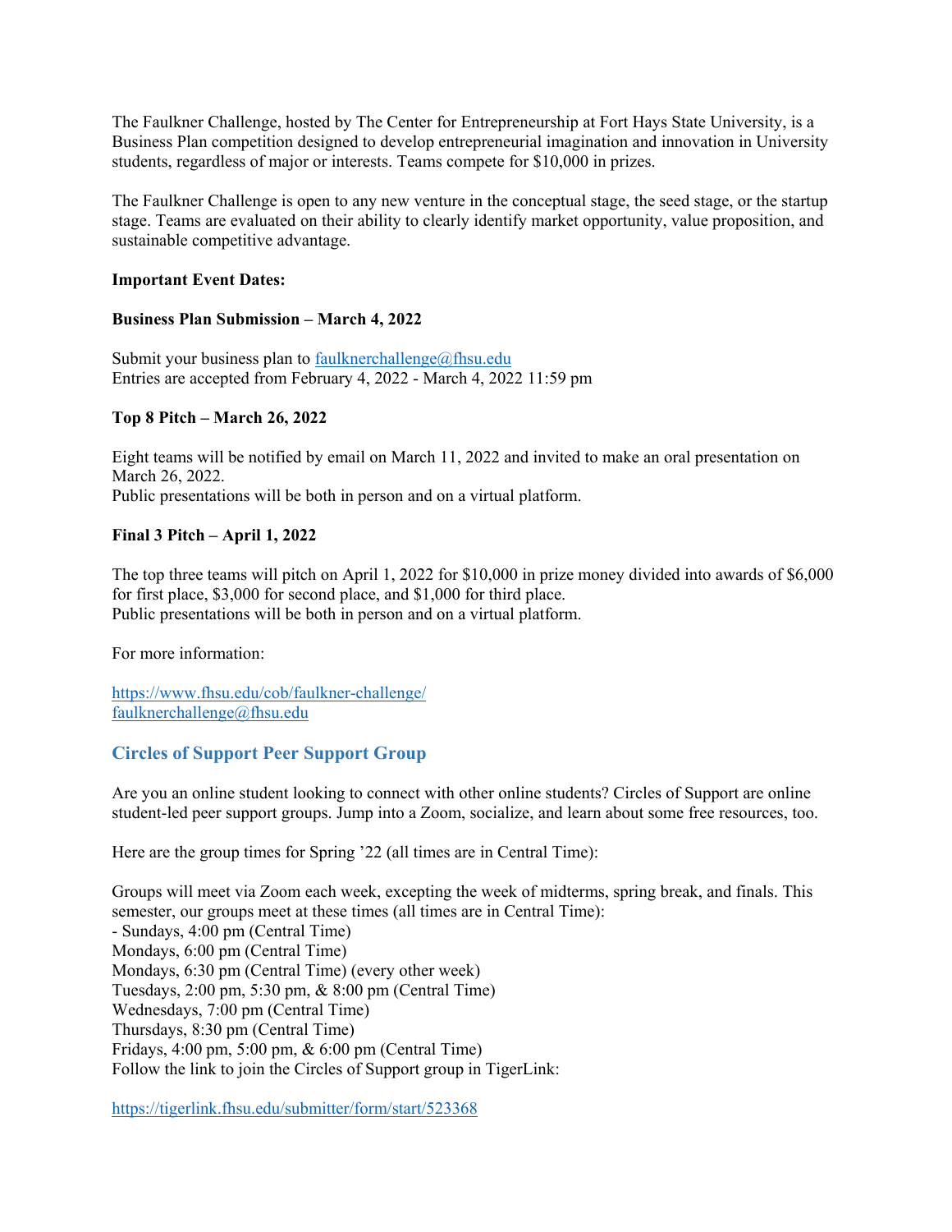The Faulkner Challenge, hosted by The Center for Entrepreneurship at Fort Hays State University, is a Business Plan competition designed to develop entrepreneurial imagination and innovation in University students, regardless of major or interests. Teams compete for $10,000 in prizes.

The Faulkner Challenge is open to any new venture in the conceptual stage, the seed stage, or the startup stage. Teams are evaluated on their ability to clearly identify market opportunity, value proposition, and sustainable competitive advantage.

**Important Event Dates:**

**Business Plan Submission – March 4, 2022**

Submit your business plan to faulknerchallenge@fhsu.edu
Entries are accepted from February 4, 2022 - March 4, 2022 11:59 pm

**Top 8 Pitch – March 26, 2022**

Eight teams will be notified by email on March 11, 2022 and invited to make an oral presentation on March 26, 2022.
Public presentations will be both in person and on a virtual platform.

**Final 3 Pitch – April 1, 2022**

The top three teams will pitch on April 1, 2022 for $10,000 in prize money divided into awards of $6,000 for first place, $3,000 for second place, and $1,000 for third place.
Public presentations will be both in person and on a virtual platform.

For more information:

https://www.fhsu.edu/cob/faulkner-challenge/
faulknerchallenge@fhsu.edu

## Circles of Support Peer Support Group

Are you an online student looking to connect with other online students? Circles of Support are online student-led peer support groups. Jump into a Zoom, socialize, and learn about some free resources, too.

Here are the group times for Spring '22 (all times are in Central Time):

Groups will meet via Zoom each week, excepting the week of midterms, spring break, and finals. This semester, our groups meet at these times (all times are in Central Time):
- Sundays, 4:00 pm (Central Time)
Mondays, 6:00 pm (Central Time)
Mondays, 6:30 pm (Central Time) (every other week)
Tuesdays, 2:00 pm, 5:30 pm, & 8:00 pm (Central Time)
Wednesdays, 7:00 pm (Central Time)
Thursdays, 8:30 pm (Central Time)
Fridays, 4:00 pm, 5:00 pm, & 6:00 pm (Central Time)
Follow the link to join the Circles of Support group in TigerLink:

https://tigerlink.fhsu.edu/submitter/form/start/523368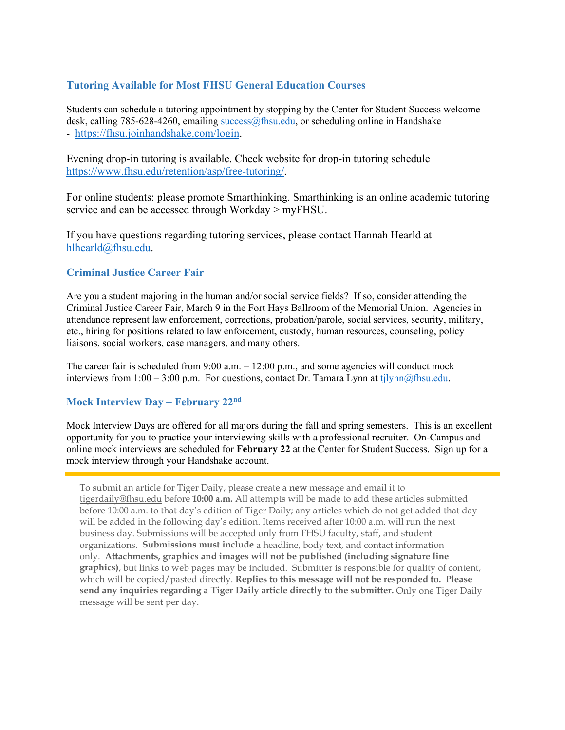### Tutoring Available for Most FHSU General Education Courses

Students can schedule a tutoring appointment by stopping by the Center for Student Success welcome desk, calling 785-628-4260, emailing success@fhsu.edu, or scheduling online in Handshake - https://fhsu.joinhandshake.com/login.

Evening drop-in tutoring is available. Check website for drop-in tutoring schedule https://www.fhsu.edu/retention/asp/free-tutoring/.

For online students: please promote Smarthinking. Smarthinking is an online academic tutoring service and can be accessed through Workday > myFHSU.

If you have questions regarding tutoring services, please contact Hannah Hearld at hlhearld@fhsu.edu.

### Criminal Justice Career Fair

Are you a student majoring in the human and/or social service fields? If so, consider attending the Criminal Justice Career Fair, March 9 in the Fort Hays Ballroom of the Memorial Union. Agencies in attendance represent law enforcement, corrections, probation/parole, social services, security, military, etc., hiring for positions related to law enforcement, custody, human resources, counseling, policy liaisons, social workers, case managers, and many others.

The career fair is scheduled from 9:00 a.m. – 12:00 p.m., and some agencies will conduct mock interviews from 1:00 – 3:00 p.m. For questions, contact Dr. Tamara Lynn at tjlynn@fhsu.edu.

### Mock Interview Day – February 22nd

Mock Interview Days are offered for all majors during the fall and spring semesters. This is an excellent opportunity for you to practice your interviewing skills with a professional recruiter. On-Campus and online mock interviews are scheduled for **February 22** at the Center for Student Success. Sign up for a mock interview through your Handshake account.

---

To submit an article for Tiger Daily, please create a **new** message and email it to tigerdaily@fhsu.edu before **10:00 a.m.** All attempts will be made to add these articles submitted before 10:00 a.m. to that day's edition of Tiger Daily; any articles which do not get added that day will be added in the following day's edition. Items received after 10:00 a.m. will run the next business day. Submissions will be accepted only from FHSU faculty, staff, and student organizations. **Submissions must include** a headline, body text, and contact information only. **Attachments, graphics and images will not be published (including signature line graphics)**, but links to web pages may be included. Submitter is responsible for quality of content, which will be copied/pasted directly. **Replies to this message will not be responded to. Please send any inquiries regarding a Tiger Daily article directly to the submitter.** Only one Tiger Daily message will be sent per day.